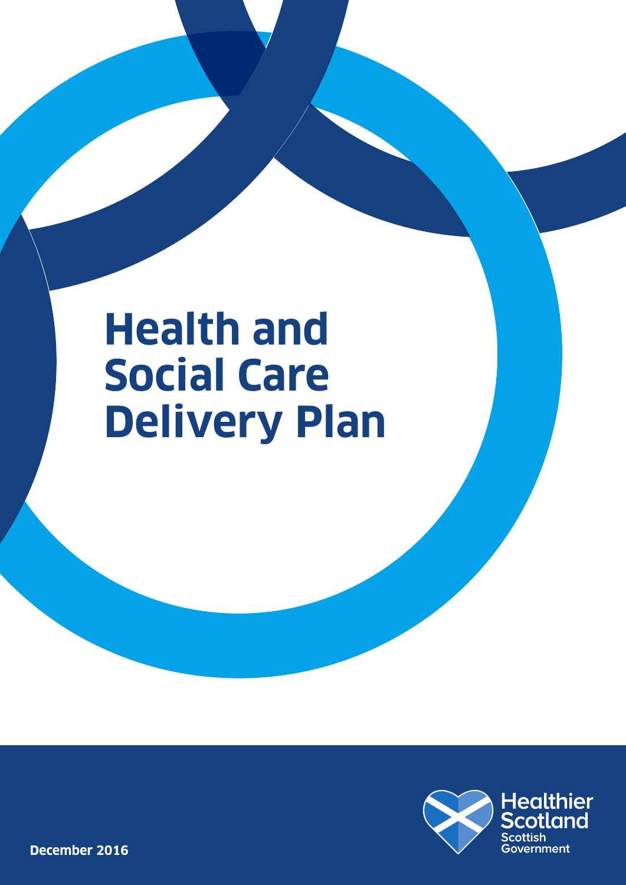# Health and Social Care Delivery Plan

Healthier Scotland

Scottish Government

December 2016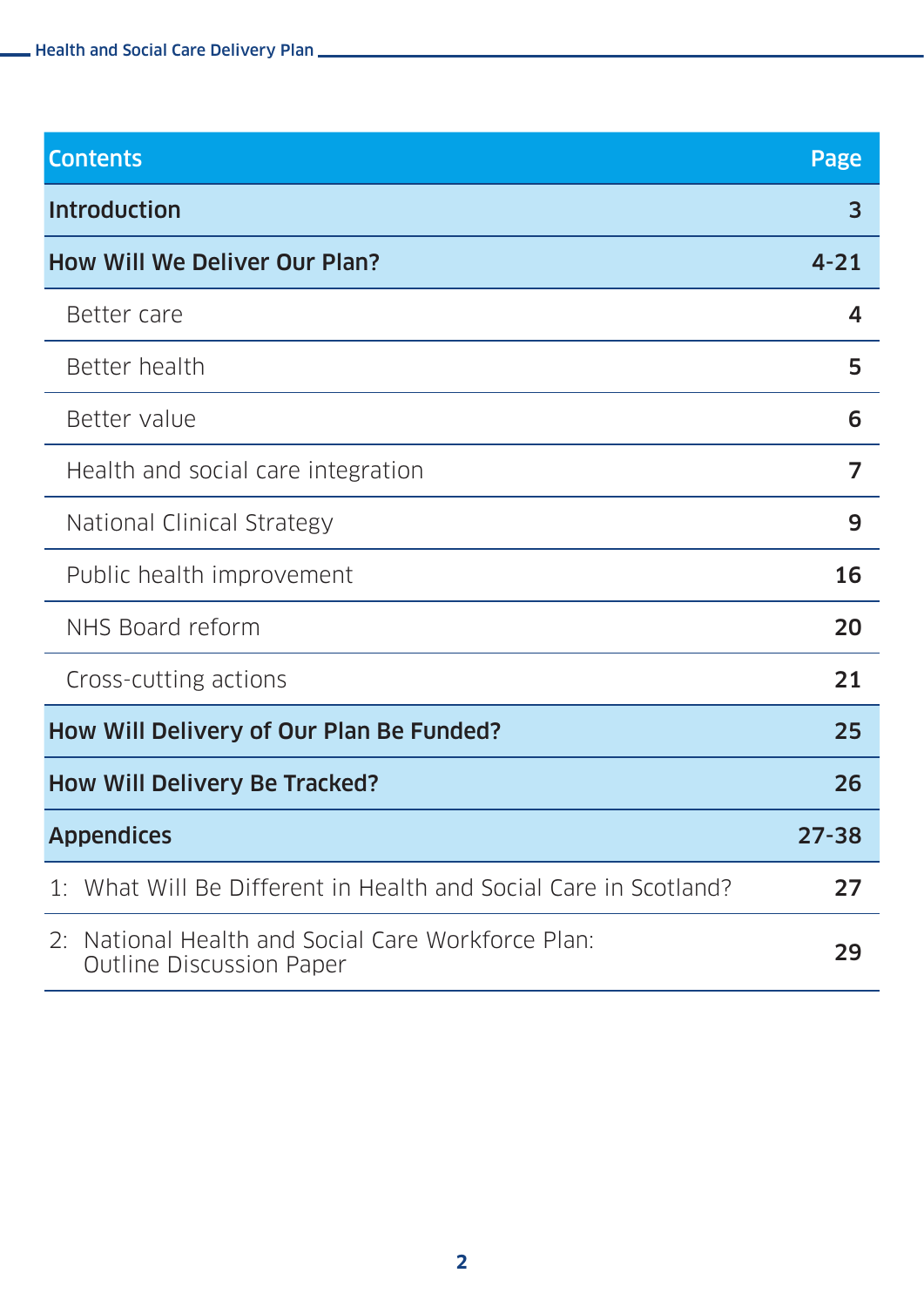| Contents | Page |
|---|---|
| **Introduction** | **3** |
| **How Will We Deliver Our Plan?** | **4-21** |
| Better care | **4** |
| Better health | **5** |
| Better value | **6** |
| Health and social care integration | **7** |
| National Clinical Strategy | **9** |
| Public health improvement | **16** |
| NHS Board reform | **20** |
| Cross-cutting actions | **21** |
| **How Will Delivery of Our Plan Be Funded?** | **25** |
| **How Will Delivery Be Tracked?** | **26** |
| **Appendices** | **27-38** |
| 1: What Will Be Different in Health and Social Care in Scotland? | **27** |
| 2: National Health and Social Care Workforce Plan: Outline Discussion Paper | **29** |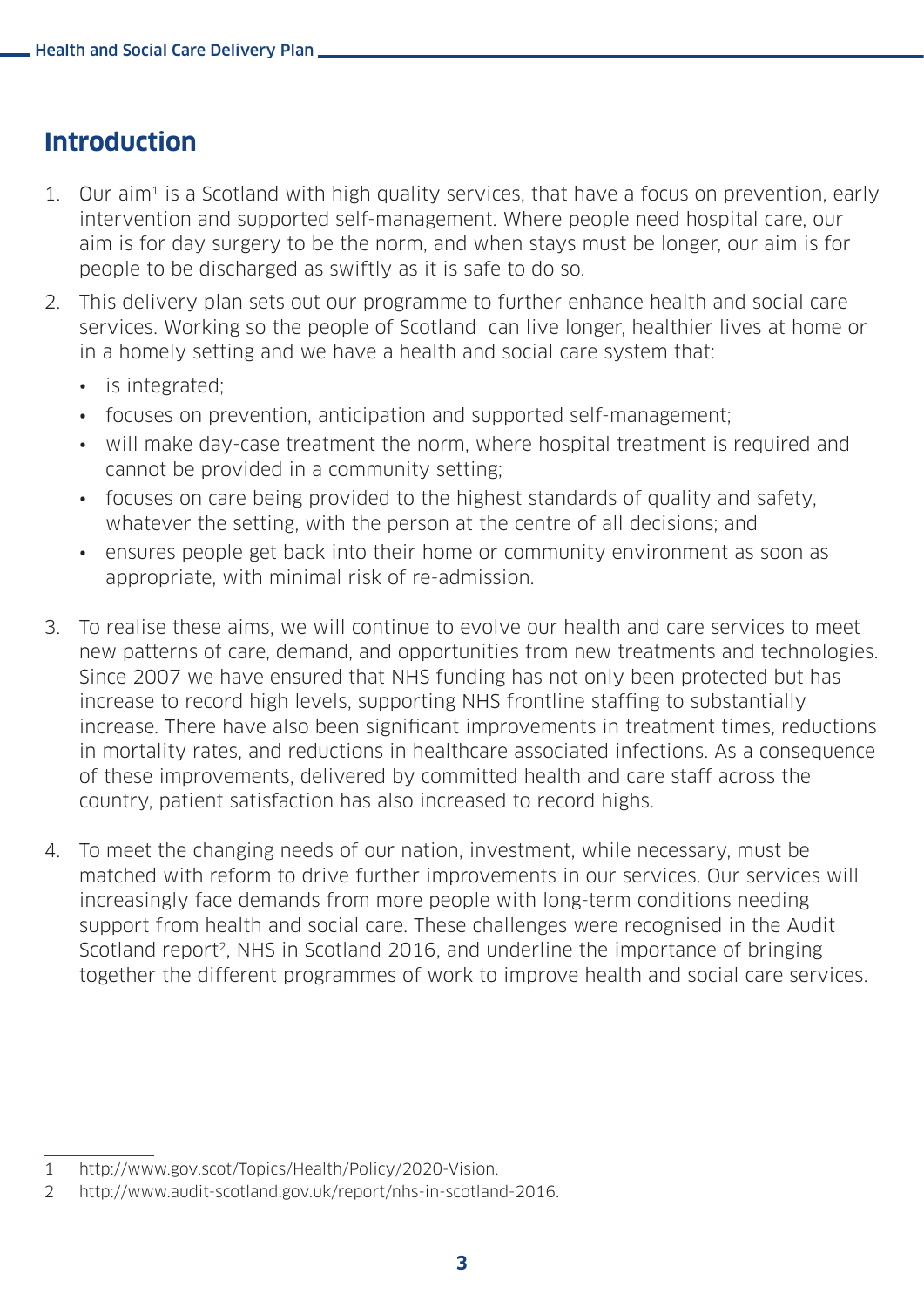# Introduction

1. Our aim[1] is a Scotland with high quality services, that have a focus on prevention, early intervention and supported self-management. Where people need hospital care, our aim is for day surgery to be the norm, and when stays must be longer, our aim is for people to be discharged as swiftly as it is safe to do so.

2. This delivery plan sets out our programme to further enhance health and social care services. Working so the people of Scotland  can live longer, healthier lives at home or in a homely setting and we have a health and social care system that:
   - is integrated;
   - focuses on prevention, anticipation and supported self-management;
   - will make day-case treatment the norm, where hospital treatment is required and cannot be provided in a community setting;
   - focuses on care being provided to the highest standards of quality and safety, whatever the setting, with the person at the centre of all decisions; and
   - ensures people get back into their home or community environment as soon as appropriate, with minimal risk of re-admission.

3. To realise these aims, we will continue to evolve our health and care services to meet new patterns of care, demand, and opportunities from new treatments and technologies. Since 2007 we have ensured that NHS funding has not only been protected but has increase to record high levels, supporting NHS frontline staffing to substantially increase. There have also been significant improvements in treatment times, reductions in mortality rates, and reductions in healthcare associated infections. As a consequence of these improvements, delivered by committed health and care staff across the country, patient satisfaction has also increased to record highs.

4. To meet the changing needs of our nation, investment, while necessary, must be matched with reform to drive further improvements in our services. Our services will increasingly face demands from more people with long-term conditions needing support from health and social care. These challenges were recognised in the Audit Scotland report[2], NHS in Scotland 2016, and underline the importance of bringing together the different programmes of work to improve health and social care services.

---

1 http://www.gov.scot/Topics/Health/Policy/2020-Vision.

2 http://www.audit-scotland.gov.uk/report/nhs-in-scotland-2016.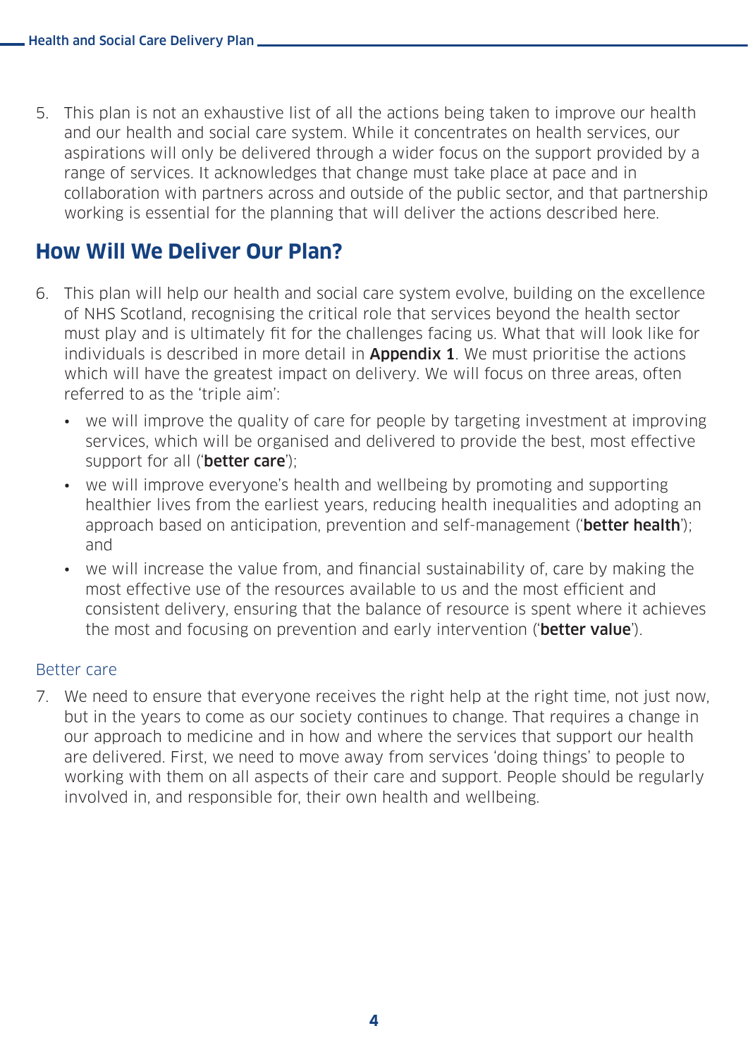5. This plan is not an exhaustive list of all the actions being taken to improve our health and our health and social care system. While it concentrates on health services, our aspirations will only be delivered through a wider focus on the support provided by a range of services. It acknowledges that change must take place at pace and in collaboration with partners across and outside of the public sector, and that partnership working is essential for the planning that will deliver the actions described here.

## How Will We Deliver Our Plan?

6. This plan will help our health and social care system evolve, building on the excellence of NHS Scotland, recognising the critical role that services beyond the health sector must play and is ultimately fit for the challenges facing us. What that will look like for individuals is described in more detail in **Appendix 1**. We must prioritise the actions which will have the greatest impact on delivery. We will focus on three areas, often referred to as the 'triple aim':
   - we will improve the quality of care for people by targeting investment at improving services, which will be organised and delivered to provide the best, most effective support for all ('**better care**');
   - we will improve everyone's health and wellbeing by promoting and supporting healthier lives from the earliest years, reducing health inequalities and adopting an approach based on anticipation, prevention and self-management ('**better health**'); and
   - we will increase the value from, and financial sustainability of, care by making the most effective use of the resources available to us and the most efficient and consistent delivery, ensuring that the balance of resource is spent where it achieves the most and focusing on prevention and early intervention ('**better value**').

### Better care

7. We need to ensure that everyone receives the right help at the right time, not just now, but in the years to come as our society continues to change. That requires a change in our approach to medicine and in how and where the services that support our health are delivered. First, we need to move away from services 'doing things' to people to working with them on all aspects of their care and support. People should be regularly involved in, and responsible for, their own health and wellbeing.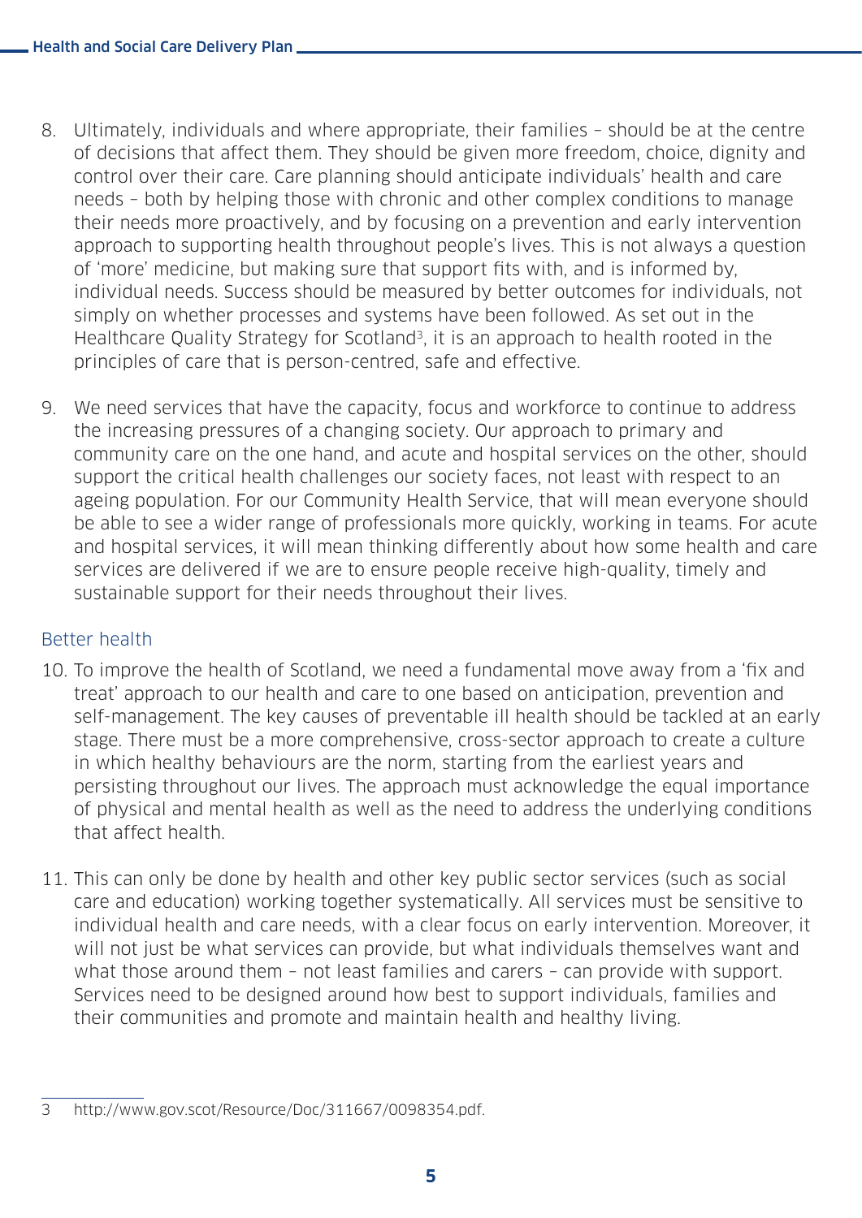8. Ultimately, individuals and where appropriate, their families – should be at the centre of decisions that affect them. They should be given more freedom, choice, dignity and control over their care. Care planning should anticipate individuals' health and care needs – both by helping those with chronic and other complex conditions to manage their needs more proactively, and by focusing on a prevention and early intervention approach to supporting health throughout people's lives. This is not always a question of 'more' medicine, but making sure that support fits with, and is informed by, individual needs. Success should be measured by better outcomes for individuals, not simply on whether processes and systems have been followed. As set out in the Healthcare Quality Strategy for Scotland[3], it is an approach to health rooted in the principles of care that is person-centred, safe and effective.

9. We need services that have the capacity, focus and workforce to continue to address the increasing pressures of a changing society. Our approach to primary and community care on the one hand, and acute and hospital services on the other, should support the critical health challenges our society faces, not least with respect to an ageing population. For our Community Health Service, that will mean everyone should be able to see a wider range of professionals more quickly, working in teams. For acute and hospital services, it will mean thinking differently about how some health and care services are delivered if we are to ensure people receive high-quality, timely and sustainable support for their needs throughout their lives.

## Better health

10. To improve the health of Scotland, we need a fundamental move away from a 'fix and treat' approach to our health and care to one based on anticipation, prevention and self-management. The key causes of preventable ill health should be tackled at an early stage. There must be a more comprehensive, cross-sector approach to create a culture in which healthy behaviours are the norm, starting from the earliest years and persisting throughout our lives. The approach must acknowledge the equal importance of physical and mental health as well as the need to address the underlying conditions that affect health.

11. This can only be done by health and other key public sector services (such as social care and education) working together systematically. All services must be sensitive to individual health and care needs, with a clear focus on early intervention. Moreover, it will not just be what services can provide, but what individuals themselves want and what those around them – not least families and carers – can provide with support. Services need to be designed around how best to support individuals, families and their communities and promote and maintain health and healthy living.

---

3 http://www.gov.scot/Resource/Doc/311667/0098354.pdf.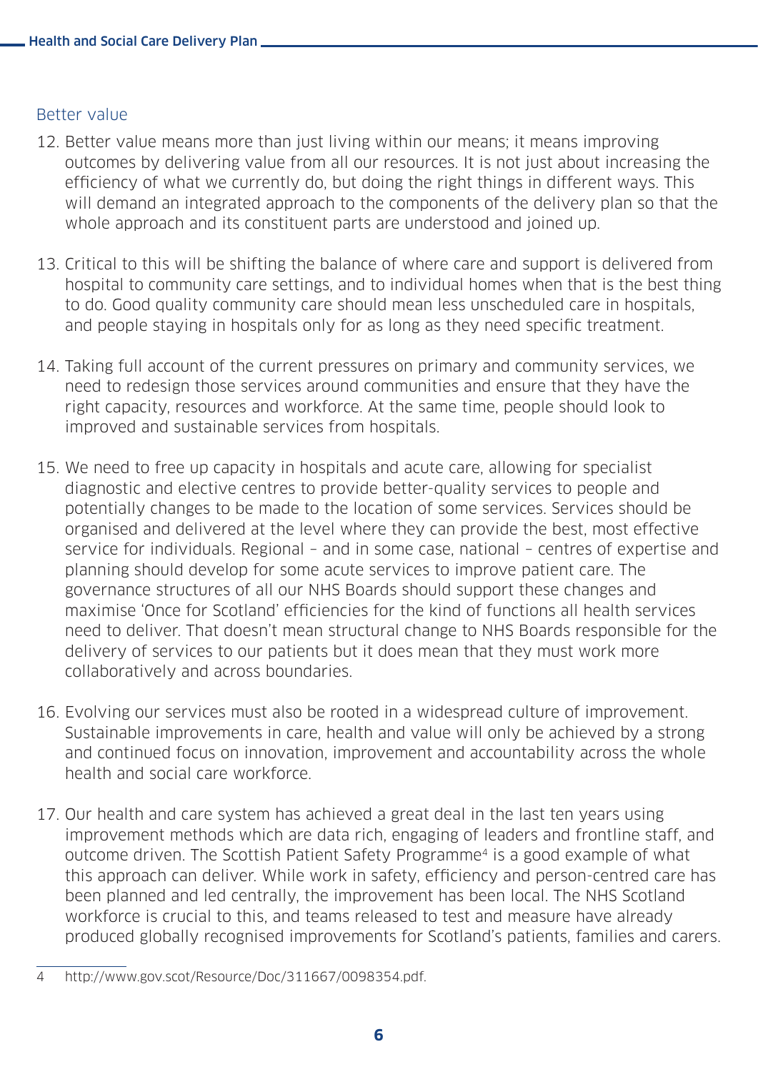### Better value

12. Better value means more than just living within our means; it means improving outcomes by delivering value from all our resources. It is not just about increasing the efficiency of what we currently do, but doing the right things in different ways. This will demand an integrated approach to the components of the delivery plan so that the whole approach and its constituent parts are understood and joined up.

13. Critical to this will be shifting the balance of where care and support is delivered from hospital to community care settings, and to individual homes when that is the best thing to do. Good quality community care should mean less unscheduled care in hospitals, and people staying in hospitals only for as long as they need specific treatment.

14. Taking full account of the current pressures on primary and community services, we need to redesign those services around communities and ensure that they have the right capacity, resources and workforce. At the same time, people should look to improved and sustainable services from hospitals.

15. We need to free up capacity in hospitals and acute care, allowing for specialist diagnostic and elective centres to provide better-quality services to people and potentially changes to be made to the location of some services. Services should be organised and delivered at the level where they can provide the best, most effective service for individuals. Regional – and in some case, national – centres of expertise and planning should develop for some acute services to improve patient care. The governance structures of all our NHS Boards should support these changes and maximise 'Once for Scotland' efficiencies for the kind of functions all health services need to deliver. That doesn't mean structural change to NHS Boards responsible for the delivery of services to our patients but it does mean that they must work more collaboratively and across boundaries.

16. Evolving our services must also be rooted in a widespread culture of improvement. Sustainable improvements in care, health and value will only be achieved by a strong and continued focus on innovation, improvement and accountability across the whole health and social care workforce.

17. Our health and care system has achieved a great deal in the last ten years using improvement methods which are data rich, engaging of leaders and frontline staff, and outcome driven. The Scottish Patient Safety Programme[4] is a good example of what this approach can deliver. While work in safety, efficiency and person-centred care has been planned and led centrally, the improvement has been local. The NHS Scotland workforce is crucial to this, and teams released to test and measure have already produced globally recognised improvements for Scotland's patients, families and carers.

---

4 http://www.gov.scot/Resource/Doc/311667/0098354.pdf.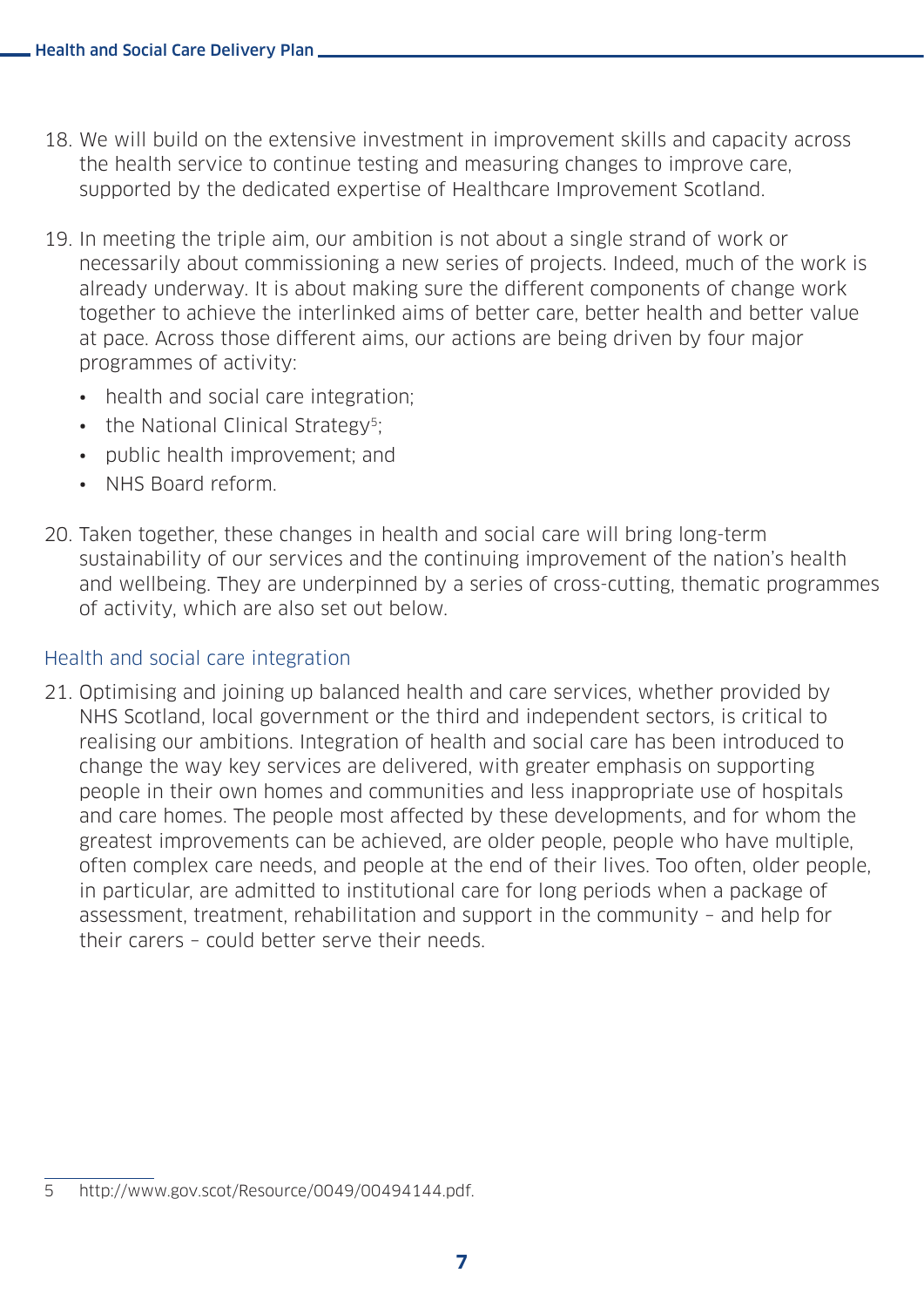18. We will build on the extensive investment in improvement skills and capacity across the health service to continue testing and measuring changes to improve care, supported by the dedicated expertise of Healthcare Improvement Scotland.

19. In meeting the triple aim, our ambition is not about a single strand of work or necessarily about commissioning a new series of projects. Indeed, much of the work is already underway. It is about making sure the different components of change work together to achieve the interlinked aims of better care, better health and better value at pace. Across those different aims, our actions are being driven by four major programmes of activity:

    - health and social care integration;
    - the National Clinical Strategy[5];
    - public health improvement; and
    - NHS Board reform.

20. Taken together, these changes in health and social care will bring long-term sustainability of our services and the continuing improvement of the nation's health and wellbeing. They are underpinned by a series of cross-cutting, thematic programmes of activity, which are also set out below.

## Health and social care integration

21. Optimising and joining up balanced health and care services, whether provided by NHS Scotland, local government or the third and independent sectors, is critical to realising our ambitions. Integration of health and social care has been introduced to change the way key services are delivered, with greater emphasis on supporting people in their own homes and communities and less inappropriate use of hospitals and care homes. The people most affected by these developments, and for whom the greatest improvements can be achieved, are older people, people who have multiple, often complex care needs, and people at the end of their lives. Too often, older people, in particular, are admitted to institutional care for long periods when a package of assessment, treatment, rehabilitation and support in the community – and help for their carers – could better serve their needs.

---

5 http://www.gov.scot/Resource/0049/00494144.pdf.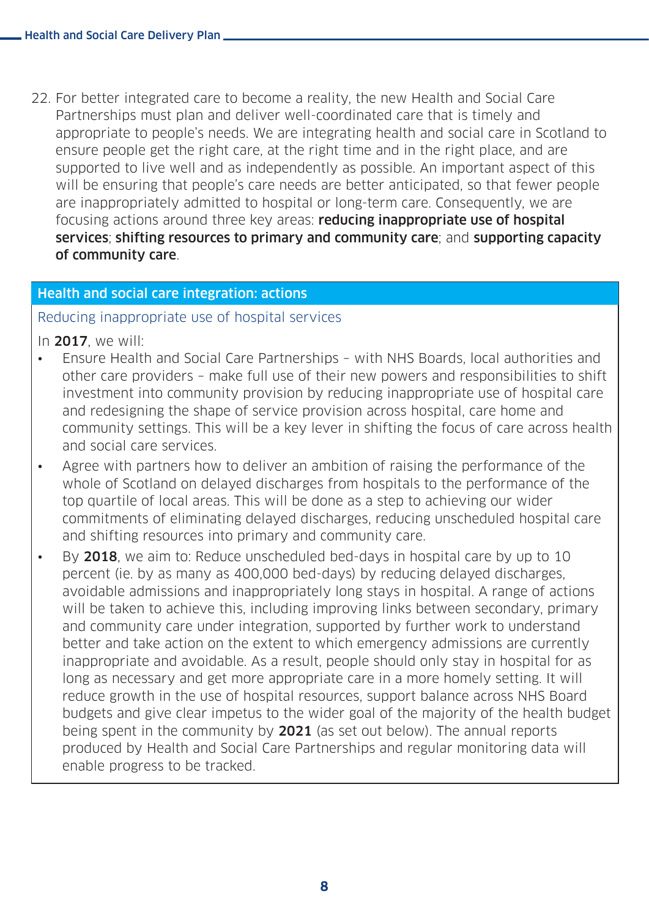22. For better integrated care to become a reality, the new Health and Social Care Partnerships must plan and deliver well-coordinated care that is timely and appropriate to people's needs. We are integrating health and social care in Scotland to ensure people get the right care, at the right time and in the right place, and are supported to live well and as independently as possible. An important aspect of this will be ensuring that people's care needs are better anticipated, so that fewer people are inappropriately admitted to hospital or long-term care. Consequently, we are focusing actions around three key areas: **reducing inappropriate use of hospital services**; **shifting resources to primary and community care**; and **supporting capacity of community care**.

### Health and social care integration: actions

#### Reducing inappropriate use of hospital services

In **2017**, we will:

- Ensure Health and Social Care Partnerships – with NHS Boards, local authorities and other care providers – make full use of their new powers and responsibilities to shift investment into community provision by reducing inappropriate use of hospital care and redesigning the shape of service provision across hospital, care home and community settings. This will be a key lever in shifting the focus of care across health and social care services.
- Agree with partners how to deliver an ambition of raising the performance of the whole of Scotland on delayed discharges from hospitals to the performance of the top quartile of local areas. This will be done as a step to achieving our wider commitments of eliminating delayed discharges, reducing unscheduled hospital care and shifting resources into primary and community care.
- By **2018**, we aim to: Reduce unscheduled bed-days in hospital care by up to 10 percent (ie. by as many as 400,000 bed-days) by reducing delayed discharges, avoidable admissions and inappropriately long stays in hospital. A range of actions will be taken to achieve this, including improving links between secondary, primary and community care under integration, supported by further work to understand better and take action on the extent to which emergency admissions are currently inappropriate and avoidable. As a result, people should only stay in hospital for as long as necessary and get more appropriate care in a more homely setting. It will reduce growth in the use of hospital resources, support balance across NHS Board budgets and give clear impetus to the wider goal of the majority of the health budget being spent in the community by **2021** (as set out below). The annual reports produced by Health and Social Care Partnerships and regular monitoring data will enable progress to be tracked.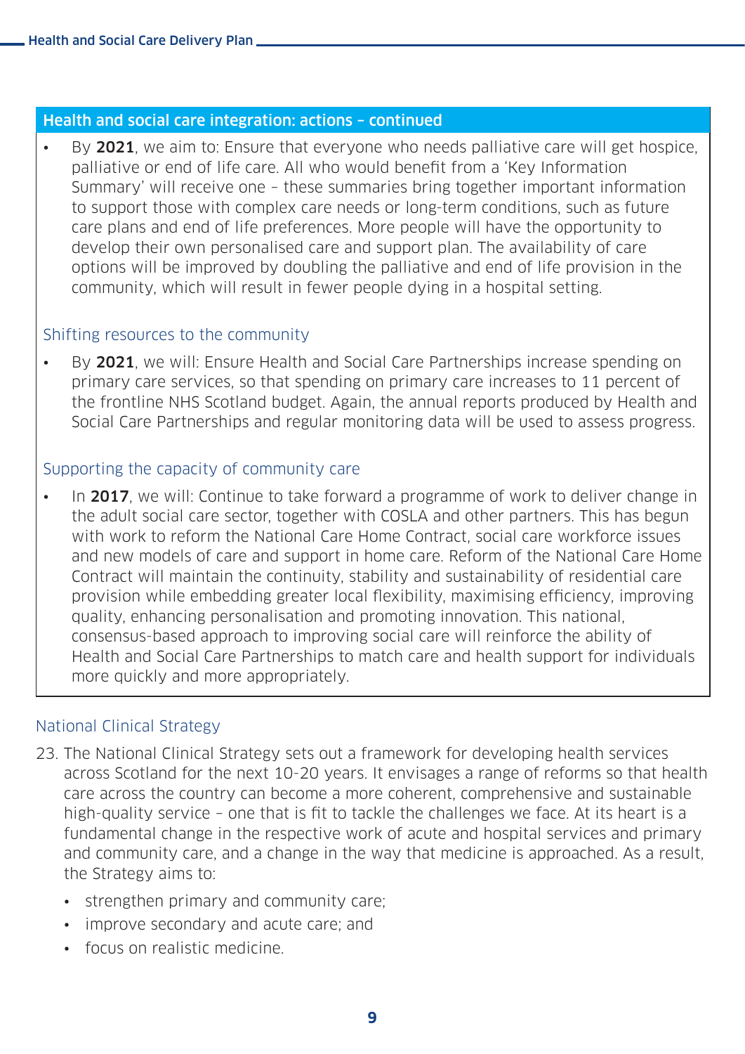## Health and social care integration: actions – continued

- By **2021**, we aim to: Ensure that everyone who needs palliative care will get hospice, palliative or end of life care. All who would benefit from a 'Key Information Summary' will receive one – these summaries bring together important information to support those with complex care needs or long-term conditions, such as future care plans and end of life preferences. More people will have the opportunity to develop their own personalised care and support plan. The availability of care options will be improved by doubling the palliative and end of life provision in the community, which will result in fewer people dying in a hospital setting.

### Shifting resources to the community

- By **2021**, we will: Ensure Health and Social Care Partnerships increase spending on primary care services, so that spending on primary care increases to 11 percent of the frontline NHS Scotland budget. Again, the annual reports produced by Health and Social Care Partnerships and regular monitoring data will be used to assess progress.

### Supporting the capacity of community care

- In **2017**, we will: Continue to take forward a programme of work to deliver change in the adult social care sector, together with COSLA and other partners. This has begun with work to reform the National Care Home Contract, social care workforce issues and new models of care and support in home care. Reform of the National Care Home Contract will maintain the continuity, stability and sustainability of residential care provision while embedding greater local flexibility, maximising efficiency, improving quality, enhancing personalisation and promoting innovation. This national, consensus-based approach to improving social care will reinforce the ability of Health and Social Care Partnerships to match care and health support for individuals more quickly and more appropriately.

## National Clinical Strategy

23. The National Clinical Strategy sets out a framework for developing health services across Scotland for the next 10-20 years. It envisages a range of reforms so that health care across the country can become a more coherent, comprehensive and sustainable high-quality service – one that is fit to tackle the challenges we face. At its heart is a fundamental change in the respective work of acute and hospital services and primary and community care, and a change in the way that medicine is approached. As a result, the Strategy aims to:
    - strengthen primary and community care;
    - improve secondary and acute care; and
    - focus on realistic medicine.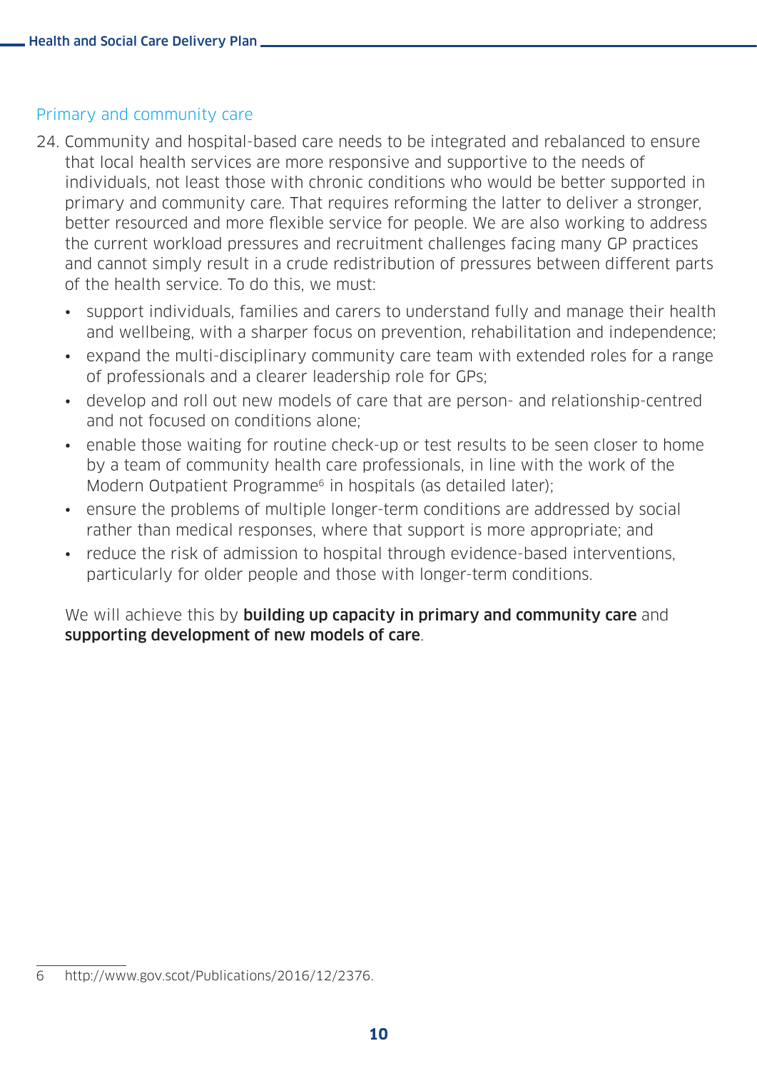### Primary and community care

24. Community and hospital-based care needs to be integrated and rebalanced to ensure that local health services are more responsive and supportive to the needs of individuals, not least those with chronic conditions who would be better supported in primary and community care. That requires reforming the latter to deliver a stronger, better resourced and more flexible service for people. We are also working to address the current workload pressures and recruitment challenges facing many GP practices and cannot simply result in a crude redistribution of pressures between different parts of the health service. To do this, we must:

    - support individuals, families and carers to understand fully and manage their health and wellbeing, with a sharper focus on prevention, rehabilitation and independence;
    - expand the multi-disciplinary community care team with extended roles for a range of professionals and a clearer leadership role for GPs;
    - develop and roll out new models of care that are person- and relationship-centred and not focused on conditions alone;
    - enable those waiting for routine check-up or test results to be seen closer to home by a team of community health care professionals, in line with the work of the Modern Outpatient Programme[6] in hospitals (as detailed later);
    - ensure the problems of multiple longer-term conditions are addressed by social rather than medical responses, where that support is more appropriate; and
    - reduce the risk of admission to hospital through evidence-based interventions, particularly for older people and those with longer-term conditions.

    We will achieve this by **building up capacity in primary and community care** and **supporting development of new models of care**.

6 http://www.gov.scot/Publications/2016/12/2376.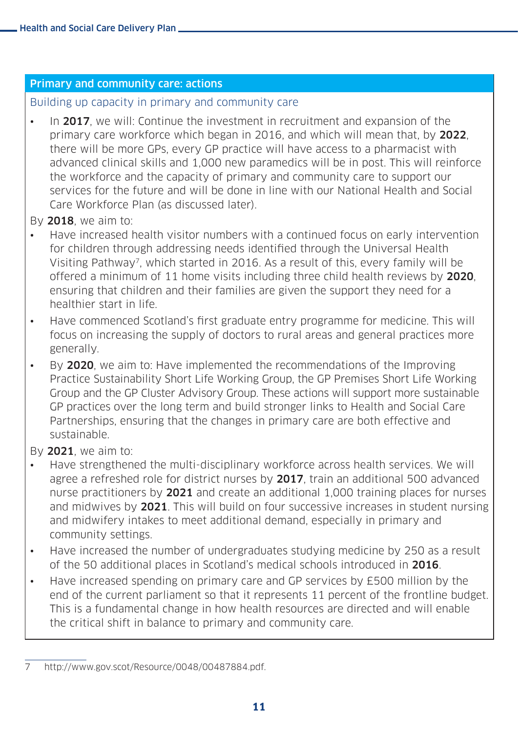## Primary and community care: actions

### Building up capacity in primary and community care

- In **2017**, we will: Continue the investment in recruitment and expansion of the primary care workforce which began in 2016, and which will mean that, by **2022**, there will be more GPs, every GP practice will have access to a pharmacist with advanced clinical skills and 1,000 new paramedics will be in post. This will reinforce the workforce and the capacity of primary and community care to support our services for the future and will be done in line with our National Health and Social Care Workforce Plan (as discussed later).

By **2018**, we aim to:

- Have increased health visitor numbers with a continued focus on early intervention for children through addressing needs identified through the Universal Health Visiting Pathway[7], which started in 2016. As a result of this, every family will be offered a minimum of 11 home visits including three child health reviews by **2020**, ensuring that children and their families are given the support they need for a healthier start in life.
- Have commenced Scotland's first graduate entry programme for medicine. This will focus on increasing the supply of doctors to rural areas and general practices more generally.
- By **2020**, we aim to: Have implemented the recommendations of the Improving Practice Sustainability Short Life Working Group, the GP Premises Short Life Working Group and the GP Cluster Advisory Group. These actions will support more sustainable GP practices over the long term and build stronger links to Health and Social Care Partnerships, ensuring that the changes in primary care are both effective and sustainable.

By **2021**, we aim to:

- Have strengthened the multi-disciplinary workforce across health services. We will agree a refreshed role for district nurses by **2017**, train an additional 500 advanced nurse practitioners by **2021** and create an additional 1,000 training places for nurses and midwives by **2021**. This will build on four successive increases in student nursing and midwifery intakes to meet additional demand, especially in primary and community settings.
- Have increased the number of undergraduates studying medicine by 250 as a result of the 50 additional places in Scotland's medical schools introduced in **2016**.
- Have increased spending on primary care and GP services by £500 million by the end of the current parliament so that it represents 11 percent of the frontline budget. This is a fundamental change in how health resources are directed and will enable the critical shift in balance to primary and community care.

---

7 http://www.gov.scot/Resource/0048/00487884.pdf.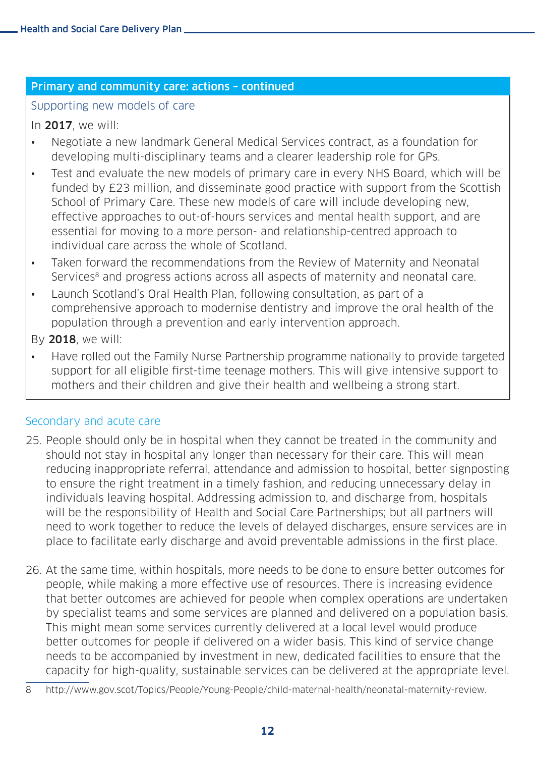## Primary and community care: actions – continued

### Supporting new models of care

In **2017**, we will:

- Negotiate a new landmark General Medical Services contract, as a foundation for developing multi-disciplinary teams and a clearer leadership role for GPs.
- Test and evaluate the new models of primary care in every NHS Board, which will be funded by £23 million, and disseminate good practice with support from the Scottish School of Primary Care. These new models of care will include developing new, effective approaches to out-of-hours services and mental health support, and are essential for moving to a more person- and relationship-centred approach to individual care across the whole of Scotland.
- Taken forward the recommendations from the Review of Maternity and Neonatal Services[8] and progress actions across all aspects of maternity and neonatal care.
- Launch Scotland's Oral Health Plan, following consultation, as part of a comprehensive approach to modernise dentistry and improve the oral health of the population through a prevention and early intervention approach.

By **2018**, we will:

- Have rolled out the Family Nurse Partnership programme nationally to provide targeted support for all eligible first-time teenage mothers. This will give intensive support to mothers and their children and give their health and wellbeing a strong start.

## Secondary and acute care

25. People should only be in hospital when they cannot be treated in the community and should not stay in hospital any longer than necessary for their care. This will mean reducing inappropriate referral, attendance and admission to hospital, better signposting to ensure the right treatment in a timely fashion, and reducing unnecessary delay in individuals leaving hospital. Addressing admission to, and discharge from, hospitals will be the responsibility of Health and Social Care Partnerships; but all partners will need to work together to reduce the levels of delayed discharges, ensure services are in place to facilitate early discharge and avoid preventable admissions in the first place.

26. At the same time, within hospitals, more needs to be done to ensure better outcomes for people, while making a more effective use of resources. There is increasing evidence that better outcomes are achieved for people when complex operations are undertaken by specialist teams and some services are planned and delivered on a population basis. This might mean some services currently delivered at a local level would produce better outcomes for people if delivered on a wider basis. This kind of service change needs to be accompanied by investment in new, dedicated facilities to ensure that the capacity for high-quality, sustainable services can be delivered at the appropriate level.

8 http://www.gov.scot/Topics/People/Young-People/child-maternal-health/neonatal-maternity-review.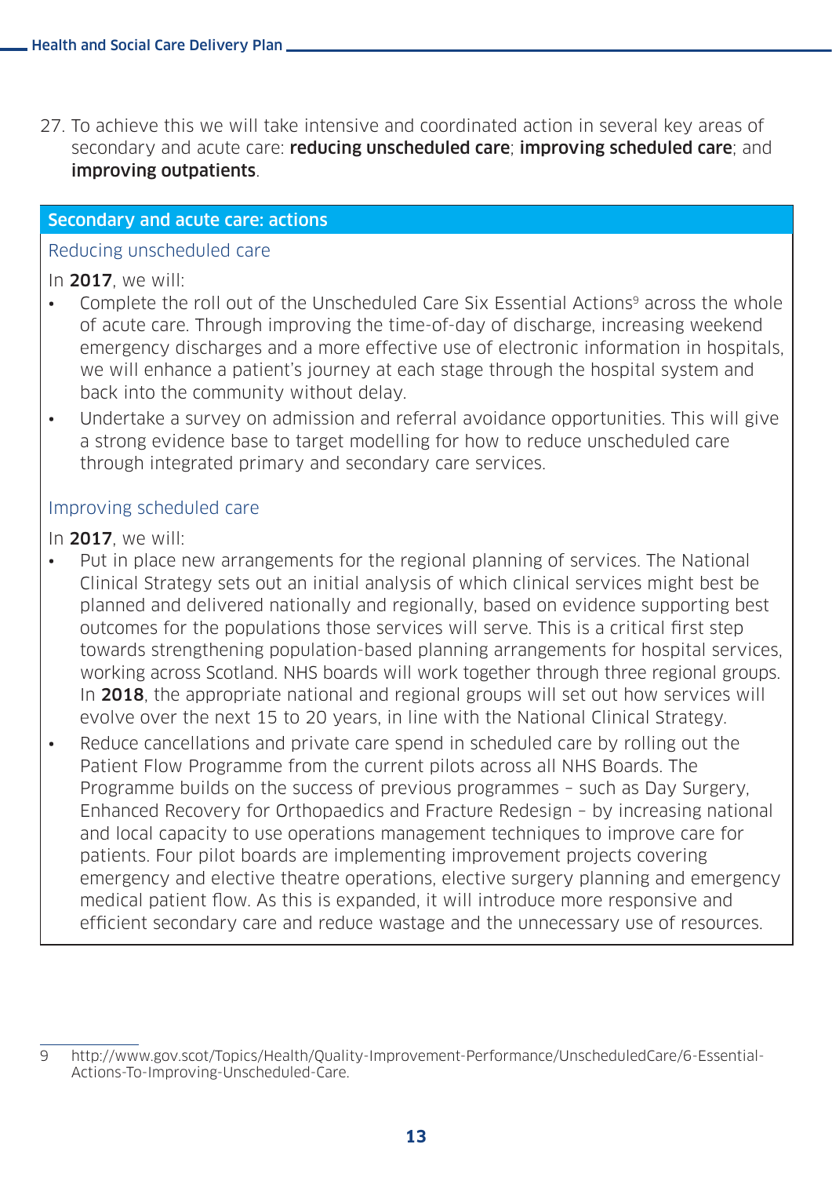27. To achieve this we will take intensive and coordinated action in several key areas of secondary and acute care: **reducing unscheduled care**; **improving scheduled care**; and **improving outpatients**.

## Secondary and acute care: actions

### Reducing unscheduled care

In **2017**, we will:

- Complete the roll out of the Unscheduled Care Six Essential Actions[9] across the whole of acute care. Through improving the time-of-day of discharge, increasing weekend emergency discharges and a more effective use of electronic information in hospitals, we will enhance a patient's journey at each stage through the hospital system and back into the community without delay.
- Undertake a survey on admission and referral avoidance opportunities. This will give a strong evidence base to target modelling for how to reduce unscheduled care through integrated primary and secondary care services.

### Improving scheduled care

In **2017**, we will:

- Put in place new arrangements for the regional planning of services. The National Clinical Strategy sets out an initial analysis of which clinical services might best be planned and delivered nationally and regionally, based on evidence supporting best outcomes for the populations those services will serve. This is a critical first step towards strengthening population-based planning arrangements for hospital services, working across Scotland. NHS boards will work together through three regional groups. In **2018**, the appropriate national and regional groups will set out how services will evolve over the next 15 to 20 years, in line with the National Clinical Strategy.
- Reduce cancellations and private care spend in scheduled care by rolling out the Patient Flow Programme from the current pilots across all NHS Boards. The Programme builds on the success of previous programmes – such as Day Surgery, Enhanced Recovery for Orthopaedics and Fracture Redesign – by increasing national and local capacity to use operations management techniques to improve care for patients. Four pilot boards are implementing improvement projects covering emergency and elective theatre operations, elective surgery planning and emergency medical patient flow. As this is expanded, it will introduce more responsive and efficient secondary care and reduce wastage and the unnecessary use of resources.

---

9 http://www.gov.scot/Topics/Health/Quality-Improvement-Performance/UnscheduledCare/6-Essential-Actions-To-Improving-Unscheduled-Care.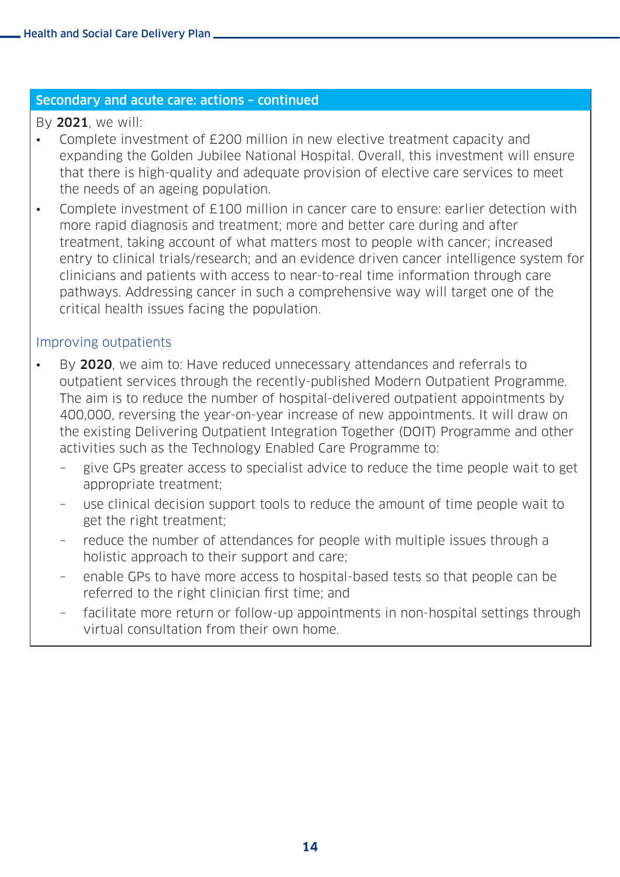## Secondary and acute care: actions – continued

By **2021**, we will:

- Complete investment of £200 million in new elective treatment capacity and expanding the Golden Jubilee National Hospital. Overall, this investment will ensure that there is high-quality and adequate provision of elective care services to meet the needs of an ageing population.
- Complete investment of £100 million in cancer care to ensure: earlier detection with more rapid diagnosis and treatment; more and better care during and after treatment, taking account of what matters most to people with cancer; increased entry to clinical trials/research; and an evidence driven cancer intelligence system for clinicians and patients with access to near-to-real time information through care pathways. Addressing cancer in such a comprehensive way will target one of the critical health issues facing the population.

### Improving outpatients

- By **2020**, we aim to: Have reduced unnecessary attendances and referrals to outpatient services through the recently-published Modern Outpatient Programme. The aim is to reduce the number of hospital-delivered outpatient appointments by 400,000, reversing the year-on-year increase of new appointments. It will draw on the existing Delivering Outpatient Integration Together (DOIT) Programme and other activities such as the Technology Enabled Care Programme to:
  - give GPs greater access to specialist advice to reduce the time people wait to get appropriate treatment;
  - use clinical decision support tools to reduce the amount of time people wait to get the right treatment;
  - reduce the number of attendances for people with multiple issues through a holistic approach to their support and care;
  - enable GPs to have more access to hospital-based tests so that people can be referred to the right clinician first time; and
  - facilitate more return or follow-up appointments in non-hospital settings through virtual consultation from their own home.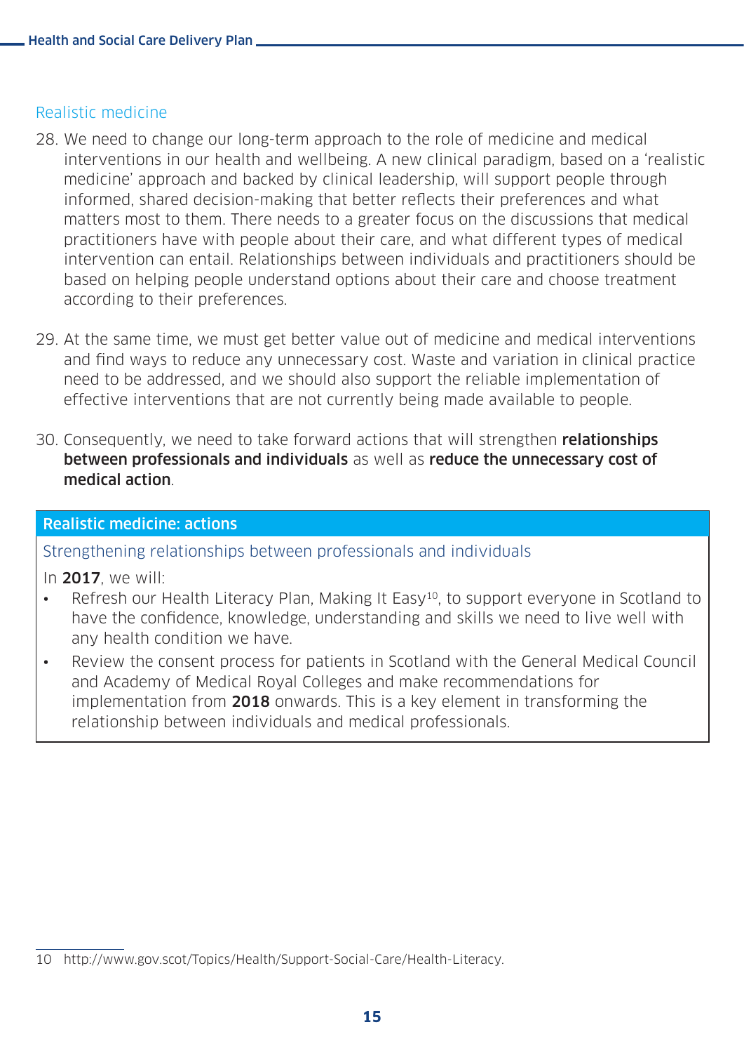## Realistic medicine

28. We need to change our long-term approach to the role of medicine and medical interventions in our health and wellbeing. A new clinical paradigm, based on a 'realistic medicine' approach and backed by clinical leadership, will support people through informed, shared decision-making that better reflects their preferences and what matters most to them. There needs to a greater focus on the discussions that medical practitioners have with people about their care, and what different types of medical intervention can entail. Relationships between individuals and practitioners should be based on helping people understand options about their care and choose treatment according to their preferences.

29. At the same time, we must get better value out of medicine and medical interventions and find ways to reduce any unnecessary cost. Waste and variation in clinical practice need to be addressed, and we should also support the reliable implementation of effective interventions that are not currently being made available to people.

30. Consequently, we need to take forward actions that will strengthen **relationships between professionals and individuals** as well as **reduce the unnecessary cost of medical action**.

### Realistic medicine: actions

#### Strengthening relationships between professionals and individuals

In **2017**, we will:

- Refresh our Health Literacy Plan, Making It Easy[10], to support everyone in Scotland to have the confidence, knowledge, understanding and skills we need to live well with any health condition we have.
- Review the consent process for patients in Scotland with the General Medical Council and Academy of Medical Royal Colleges and make recommendations for implementation from **2018** onwards. This is a key element in transforming the relationship between individuals and medical professionals.

10 http://www.gov.scot/Topics/Health/Support-Social-Care/Health-Literacy.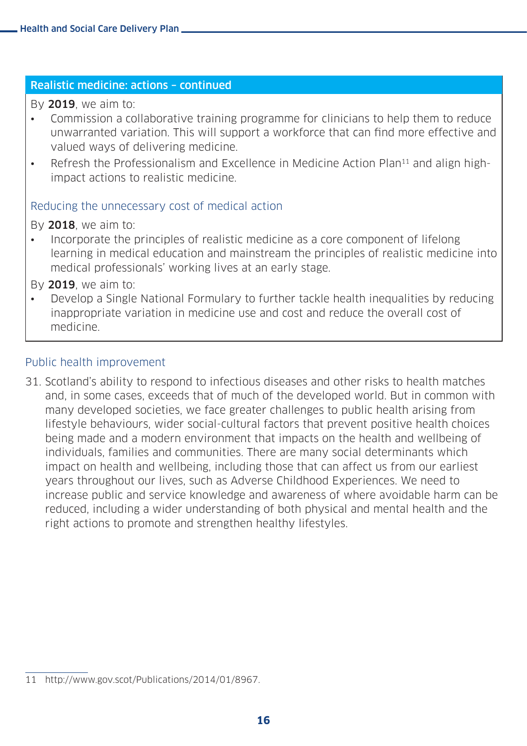### Realistic medicine: actions – continued

By **2019**, we aim to:

- Commission a collaborative training programme for clinicians to help them to reduce unwarranted variation. This will support a workforce that can find more effective and valued ways of delivering medicine.
- Refresh the Professionalism and Excellence in Medicine Action Plan[11] and align high-impact actions to realistic medicine.

#### Reducing the unnecessary cost of medical action

By **2018**, we aim to:

- Incorporate the principles of realistic medicine as a core component of lifelong learning in medical education and mainstream the principles of realistic medicine into medical professionals' working lives at an early stage.

By **2019**, we aim to:

- Develop a Single National Formulary to further tackle health inequalities by reducing inappropriate variation in medicine use and cost and reduce the overall cost of medicine.

## Public health improvement

31. Scotland's ability to respond to infectious diseases and other risks to health matches and, in some cases, exceeds that of much of the developed world. But in common with many developed societies, we face greater challenges to public health arising from lifestyle behaviours, wider social-cultural factors that prevent positive health choices being made and a modern environment that impacts on the health and wellbeing of individuals, families and communities. There are many social determinants which impact on health and wellbeing, including those that can affect us from our earliest years throughout our lives, such as Adverse Childhood Experiences. We need to increase public and service knowledge and awareness of where avoidable harm can be reduced, including a wider understanding of both physical and mental health and the right actions to promote and strengthen healthy lifestyles.

---

11 http://www.gov.scot/Publications/2014/01/8967.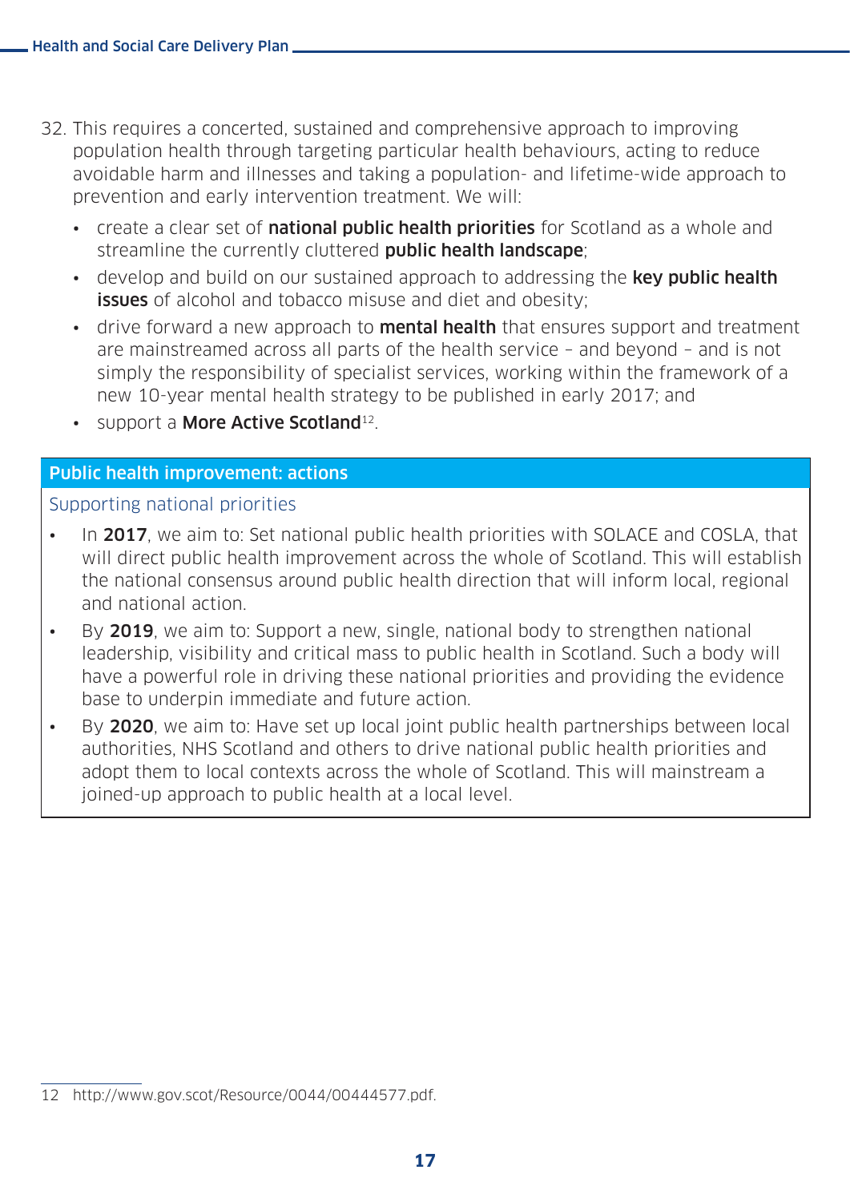32. This requires a concerted, sustained and comprehensive approach to improving population health through targeting particular health behaviours, acting to reduce avoidable harm and illnesses and taking a population- and lifetime-wide approach to prevention and early intervention treatment. We will:

    - create a clear set of **national public health priorities** for Scotland as a whole and streamline the currently cluttered **public health landscape**;
    - develop and build on our sustained approach to addressing the **key public health issues** of alcohol and tobacco misuse and diet and obesity;
    - drive forward a new approach to **mental health** that ensures support and treatment are mainstreamed across all parts of the health service – and beyond – and is not simply the responsibility of specialist services, working within the framework of a new 10-year mental health strategy to be published in early 2017; and
    - support a **More Active Scotland**[12].

## Public health improvement: actions

### Supporting national priorities

- In **2017**, we aim to: Set national public health priorities with SOLACE and COSLA, that will direct public health improvement across the whole of Scotland. This will establish the national consensus around public health direction that will inform local, regional and national action.
- By **2019**, we aim to: Support a new, single, national body to strengthen national leadership, visibility and critical mass to public health in Scotland. Such a body will have a powerful role in driving these national priorities and providing the evidence base to underpin immediate and future action.
- By **2020**, we aim to: Have set up local joint public health partnerships between local authorities, NHS Scotland and others to drive national public health priorities and adopt them to local contexts across the whole of Scotland. This will mainstream a joined-up approach to public health at a local level.

---

12 http://www.gov.scot/Resource/0044/00444577.pdf.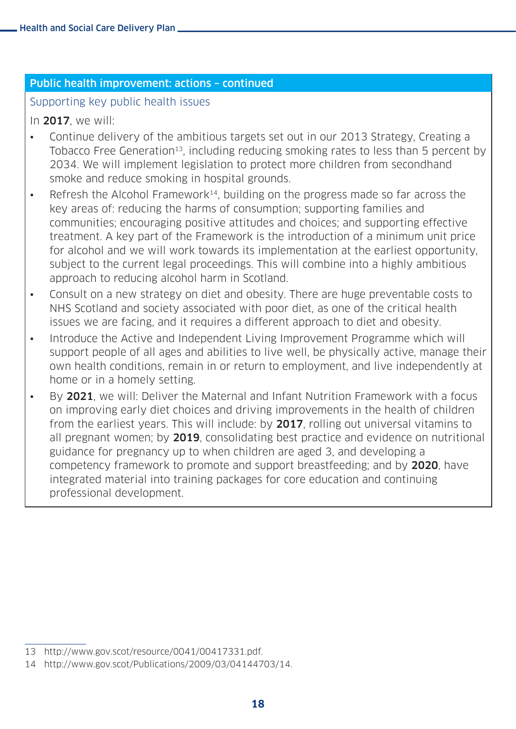## Public health improvement: actions – continued

### Supporting key public health issues

In **2017**, we will:

- Continue delivery of the ambitious targets set out in our 2013 Strategy, Creating a Tobacco Free Generation[13], including reducing smoking rates to less than 5 percent by 2034. We will implement legislation to protect more children from secondhand smoke and reduce smoking in hospital grounds.
- Refresh the Alcohol Framework[14], building on the progress made so far across the key areas of: reducing the harms of consumption; supporting families and communities; encouraging positive attitudes and choices; and supporting effective treatment. A key part of the Framework is the introduction of a minimum unit price for alcohol and we will work towards its implementation at the earliest opportunity, subject to the current legal proceedings. This will combine into a highly ambitious approach to reducing alcohol harm in Scotland.
- Consult on a new strategy on diet and obesity. There are huge preventable costs to NHS Scotland and society associated with poor diet, as one of the critical health issues we are facing, and it requires a different approach to diet and obesity.
- Introduce the Active and Independent Living Improvement Programme which will support people of all ages and abilities to live well, be physically active, manage their own health conditions, remain in or return to employment, and live independently at home or in a homely setting.
- By **2021**, we will: Deliver the Maternal and Infant Nutrition Framework with a focus on improving early diet choices and driving improvements in the health of children from the earliest years. This will include: by **2017**, rolling out universal vitamins to all pregnant women; by **2019**, consolidating best practice and evidence on nutritional guidance for pregnancy up to when children are aged 3, and developing a competency framework to promote and support breastfeeding; and by **2020**, have integrated material into training packages for core education and continuing professional development.

---

13 http://www.gov.scot/resource/0041/00417331.pdf.

14 http://www.gov.scot/Publications/2009/03/04144703/14.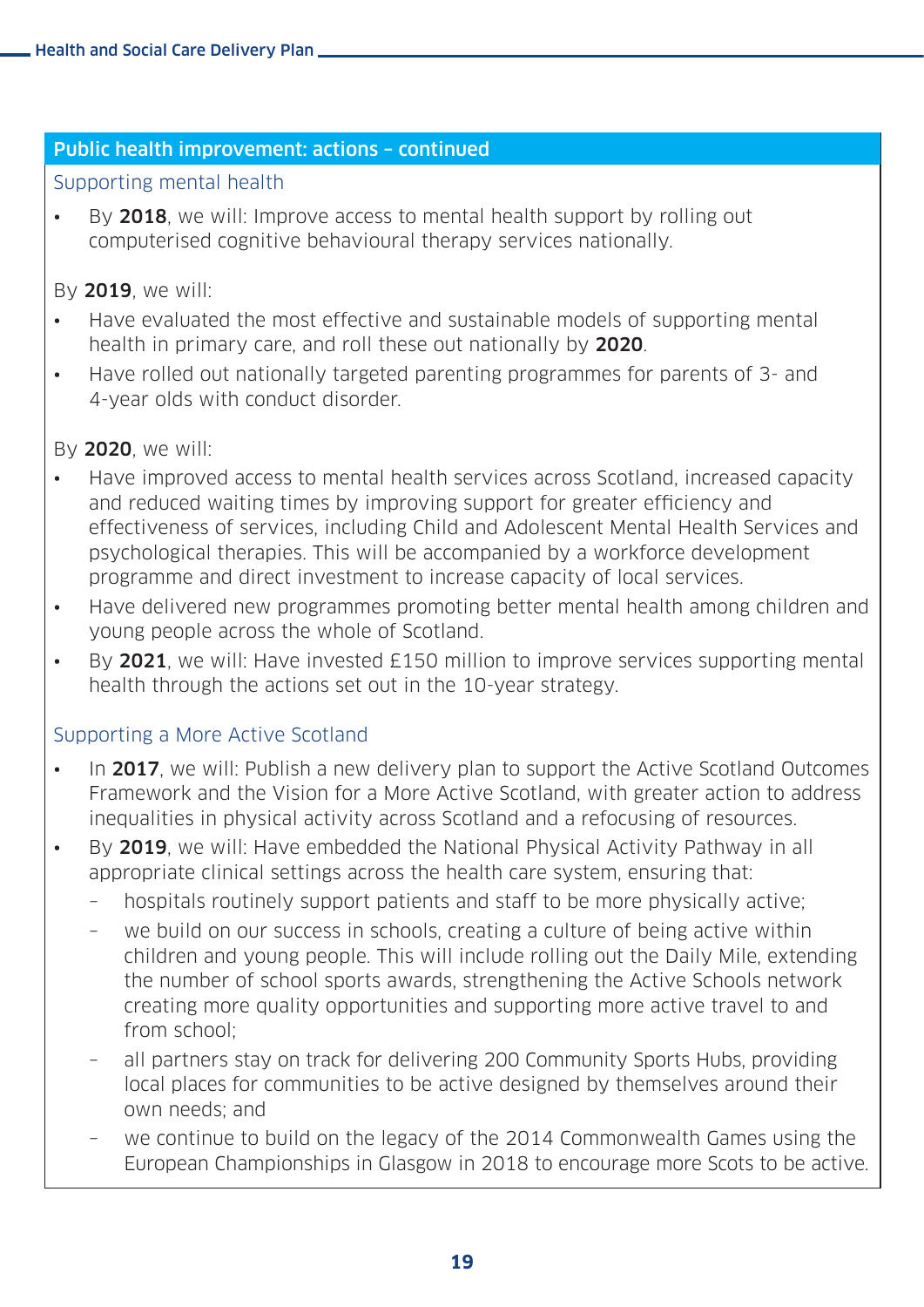## Public health improvement: actions – continued

### Supporting mental health

- By **2018**, we will: Improve access to mental health support by rolling out computerised cognitive behavioural therapy services nationally.

By **2019**, we will:

- Have evaluated the most effective and sustainable models of supporting mental health in primary care, and roll these out nationally by **2020**.
- Have rolled out nationally targeted parenting programmes for parents of 3- and 4-year olds with conduct disorder.

By **2020**, we will:

- Have improved access to mental health services across Scotland, increased capacity and reduced waiting times by improving support for greater efficiency and effectiveness of services, including Child and Adolescent Mental Health Services and psychological therapies. This will be accompanied by a workforce development programme and direct investment to increase capacity of local services.
- Have delivered new programmes promoting better mental health among children and young people across the whole of Scotland.
- By **2021**, we will: Have invested £150 million to improve services supporting mental health through the actions set out in the 10-year strategy.

### Supporting a More Active Scotland

- In **2017**, we will: Publish a new delivery plan to support the Active Scotland Outcomes Framework and the Vision for a More Active Scotland, with greater action to address inequalities in physical activity across Scotland and a refocusing of resources.
- By **2019**, we will: Have embedded the National Physical Activity Pathway in all appropriate clinical settings across the health care system, ensuring that:
  - hospitals routinely support patients and staff to be more physically active;
  - we build on our success in schools, creating a culture of being active within children and young people. This will include rolling out the Daily Mile, extending the number of school sports awards, strengthening the Active Schools network creating more quality opportunities and supporting more active travel to and from school;
  - all partners stay on track for delivering 200 Community Sports Hubs, providing local places for communities to be active designed by themselves around their own needs; and
  - we continue to build on the legacy of the 2014 Commonwealth Games using the European Championships in Glasgow in 2018 to encourage more Scots to be active.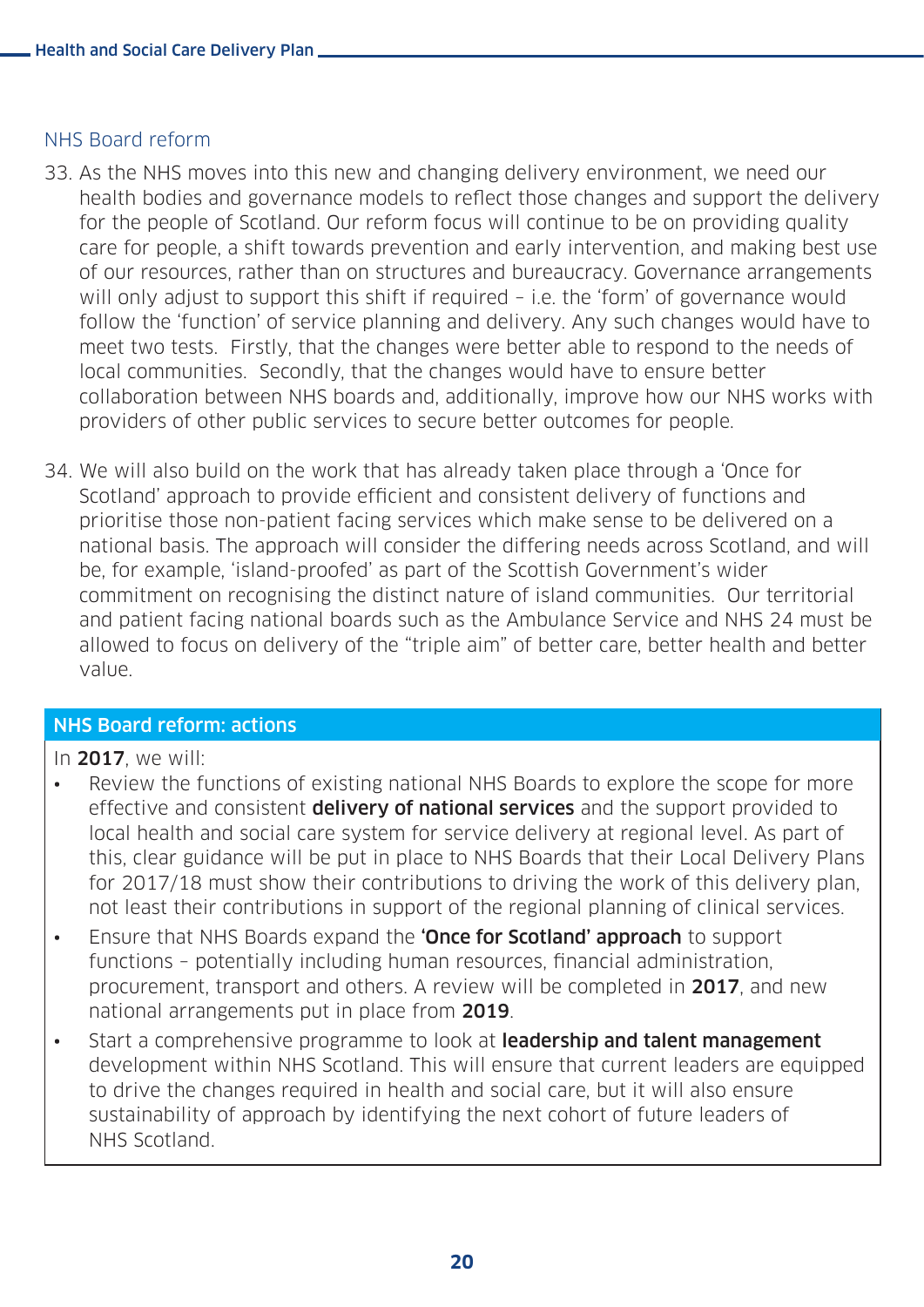## NHS Board reform

33. As the NHS moves into this new and changing delivery environment, we need our health bodies and governance models to reflect those changes and support the delivery for the people of Scotland. Our reform focus will continue to be on providing quality care for people, a shift towards prevention and early intervention, and making best use of our resources, rather than on structures and bureaucracy. Governance arrangements will only adjust to support this shift if required – i.e. the 'form' of governance would follow the 'function' of service planning and delivery. Any such changes would have to meet two tests. Firstly, that the changes were better able to respond to the needs of local communities. Secondly, that the changes would have to ensure better collaboration between NHS boards and, additionally, improve how our NHS works with providers of other public services to secure better outcomes for people.

34. We will also build on the work that has already taken place through a 'Once for Scotland' approach to provide efficient and consistent delivery of functions and prioritise those non-patient facing services which make sense to be delivered on a national basis. The approach will consider the differing needs across Scotland, and will be, for example, 'island-proofed' as part of the Scottish Government's wider commitment on recognising the distinct nature of island communities. Our territorial and patient facing national boards such as the Ambulance Service and NHS 24 must be allowed to focus on delivery of the "triple aim" of better care, better health and better value.

### NHS Board reform: actions

In **2017**, we will:

- Review the functions of existing national NHS Boards to explore the scope for more effective and consistent **delivery of national services** and the support provided to local health and social care system for service delivery at regional level. As part of this, clear guidance will be put in place to NHS Boards that their Local Delivery Plans for 2017/18 must show their contributions to driving the work of this delivery plan, not least their contributions in support of the regional planning of clinical services.
- Ensure that NHS Boards expand the **'Once for Scotland' approach** to support functions – potentially including human resources, financial administration, procurement, transport and others. A review will be completed in **2017**, and new national arrangements put in place from **2019**.
- Start a comprehensive programme to look at **leadership and talent management** development within NHS Scotland. This will ensure that current leaders are equipped to drive the changes required in health and social care, but it will also ensure sustainability of approach by identifying the next cohort of future leaders of NHS Scotland.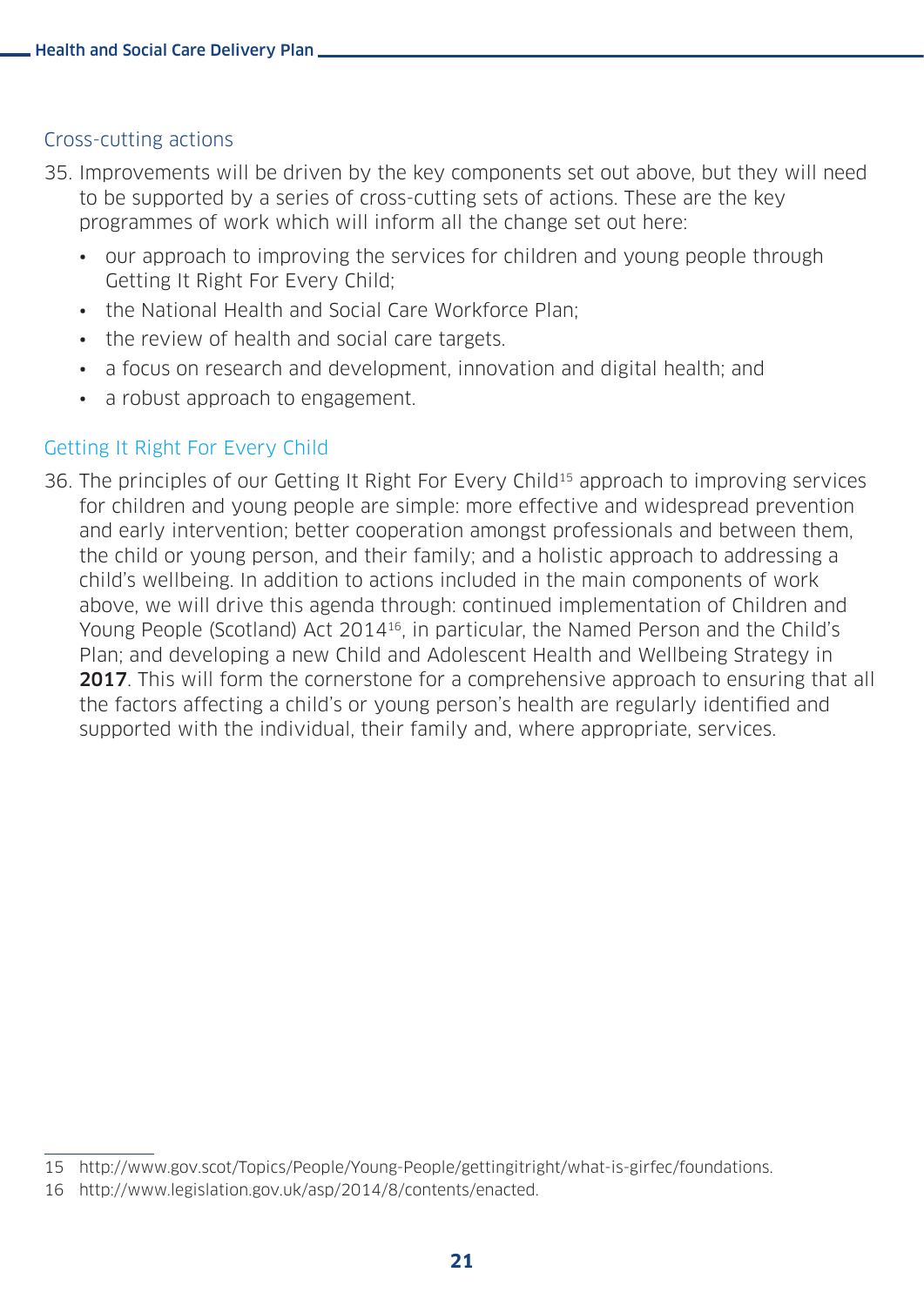## Cross-cutting actions

35. Improvements will be driven by the key components set out above, but they will need to be supported by a series of cross-cutting sets of actions. These are the key programmes of work which will inform all the change set out here:

    - our approach to improving the services for children and young people through Getting It Right For Every Child;
    - the National Health and Social Care Workforce Plan;
    - the review of health and social care targets.
    - a focus on research and development, innovation and digital health; and
    - a robust approach to engagement.

## Getting It Right For Every Child

36. The principles of our Getting It Right For Every Child[15] approach to improving services for children and young people are simple: more effective and widespread prevention and early intervention; better cooperation amongst professionals and between them, the child or young person, and their family; and a holistic approach to addressing a child's wellbeing. In addition to actions included in the main components of work above, we will drive this agenda through: continued implementation of Children and Young People (Scotland) Act 2014[16], in particular, the Named Person and the Child's Plan; and developing a new Child and Adolescent Health and Wellbeing Strategy in **2017**. This will form the cornerstone for a comprehensive approach to ensuring that all the factors affecting a child's or young person's health are regularly identified and supported with the individual, their family and, where appropriate, services.

---

15 http://www.gov.scot/Topics/People/Young-People/gettingitright/what-is-girfec/foundations.

16 http://www.legislation.gov.uk/asp/2014/8/contents/enacted.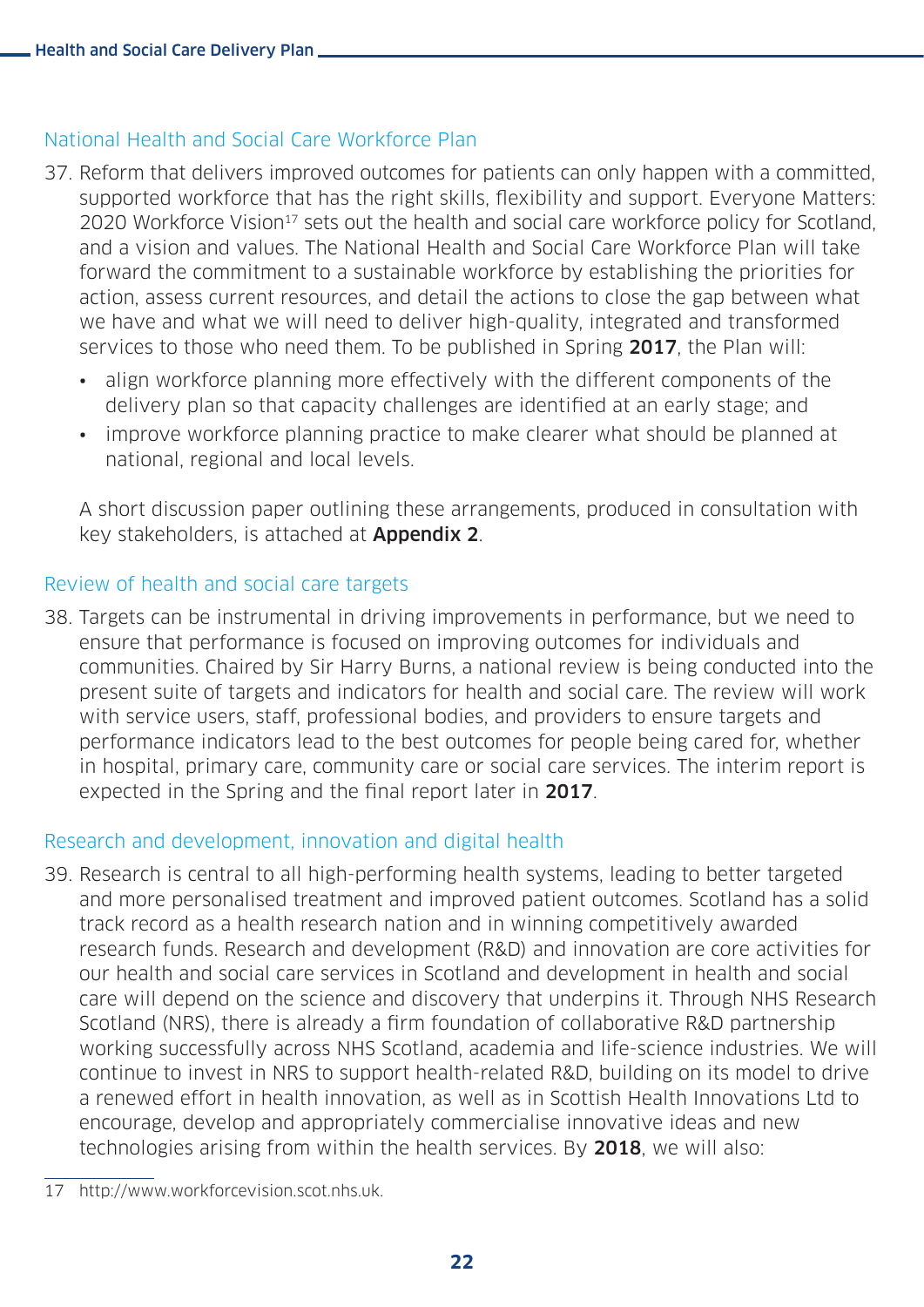### National Health and Social Care Workforce Plan

37. Reform that delivers improved outcomes for patients can only happen with a committed, supported workforce that has the right skills, flexibility and support. Everyone Matters: 2020 Workforce Vision[17] sets out the health and social care workforce policy for Scotland, and a vision and values. The National Health and Social Care Workforce Plan will take forward the commitment to a sustainable workforce by establishing the priorities for action, assess current resources, and detail the actions to close the gap between what we have and what we will need to deliver high-quality, integrated and transformed services to those who need them. To be published in Spring **2017**, the Plan will:

    - align workforce planning more effectively with the different components of the delivery plan so that capacity challenges are identified at an early stage; and
    - improve workforce planning practice to make clearer what should be planned at national, regional and local levels.

    A short discussion paper outlining these arrangements, produced in consultation with key stakeholders, is attached at **Appendix 2**.

### Review of health and social care targets

38. Targets can be instrumental in driving improvements in performance, but we need to ensure that performance is focused on improving outcomes for individuals and communities. Chaired by Sir Harry Burns, a national review is being conducted into the present suite of targets and indicators for health and social care. The review will work with service users, staff, professional bodies, and providers to ensure targets and performance indicators lead to the best outcomes for people being cared for, whether in hospital, primary care, community care or social care services. The interim report is expected in the Spring and the final report later in **2017**.

### Research and development, innovation and digital health

39. Research is central to all high-performing health systems, leading to better targeted and more personalised treatment and improved patient outcomes. Scotland has a solid track record as a health research nation and in winning competitively awarded research funds. Research and development (R&D) and innovation are core activities for our health and social care services in Scotland and development in health and social care will depend on the science and discovery that underpins it. Through NHS Research Scotland (NRS), there is already a firm foundation of collaborative R&D partnership working successfully across NHS Scotland, academia and life-science industries. We will continue to invest in NRS to support health-related R&D, building on its model to drive a renewed effort in health innovation, as well as in Scottish Health Innovations Ltd to encourage, develop and appropriately commercialise innovative ideas and new technologies arising from within the health services. By **2018**, we will also:

---

17 http://www.workforcevision.scot.nhs.uk.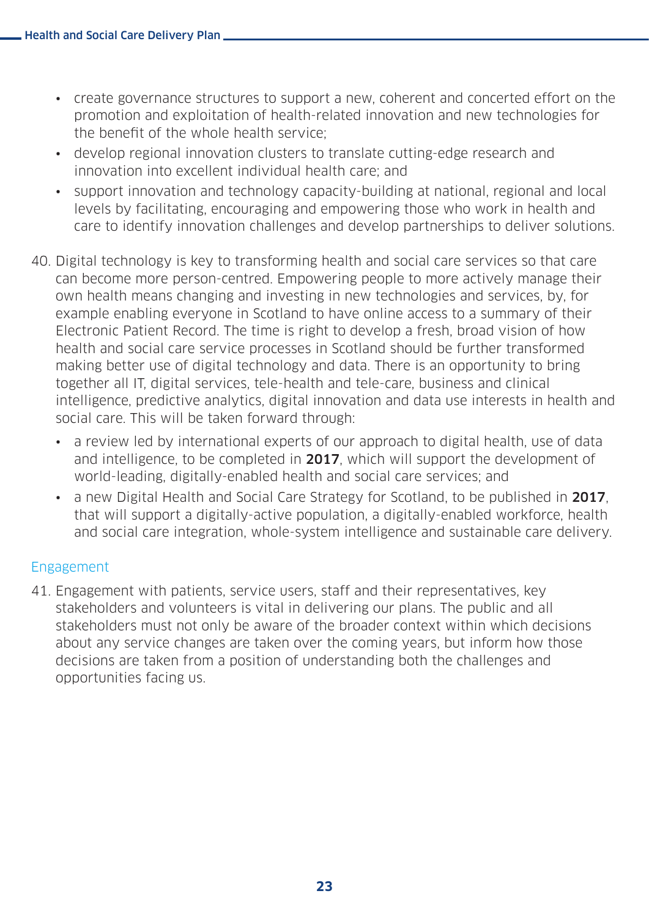- create governance structures to support a new, coherent and concerted effort on the promotion and exploitation of health-related innovation and new technologies for the benefit of the whole health service;
- develop regional innovation clusters to translate cutting-edge research and innovation into excellent individual health care; and
- support innovation and technology capacity-building at national, regional and local levels by facilitating, encouraging and empowering those who work in health and care to identify innovation challenges and develop partnerships to deliver solutions.

40. Digital technology is key to transforming health and social care services so that care can become more person-centred. Empowering people to more actively manage their own health means changing and investing in new technologies and services, by, for example enabling everyone in Scotland to have online access to a summary of their Electronic Patient Record. The time is right to develop a fresh, broad vision of how health and social care service processes in Scotland should be further transformed making better use of digital technology and data. There is an opportunity to bring together all IT, digital services, tele-health and tele-care, business and clinical intelligence, predictive analytics, digital innovation and data use interests in health and social care. This will be taken forward through:
    - a review led by international experts of our approach to digital health, use of data and intelligence, to be completed in **2017**, which will support the development of world-leading, digitally-enabled health and social care services; and
    - a new Digital Health and Social Care Strategy for Scotland, to be published in **2017**, that will support a digitally-active population, a digitally-enabled workforce, health and social care integration, whole-system intelligence and sustainable care delivery.

## Engagement

41. Engagement with patients, service users, staff and their representatives, key stakeholders and volunteers is vital in delivering our plans. The public and all stakeholders must not only be aware of the broader context within which decisions about any service changes are taken over the coming years, but inform how those decisions are taken from a position of understanding both the challenges and opportunities facing us.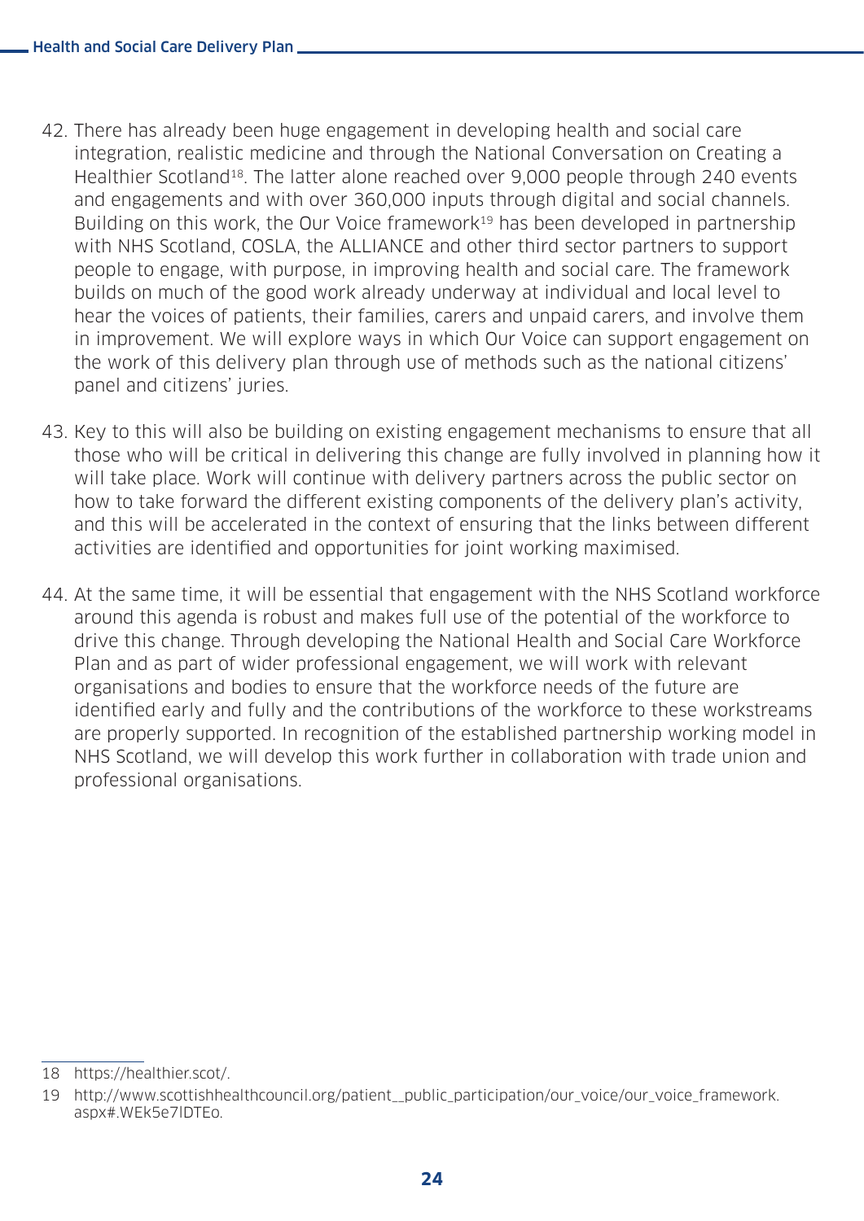42. There has already been huge engagement in developing health and social care integration, realistic medicine and through the National Conversation on Creating a Healthier Scotland[18]. The latter alone reached over 9,000 people through 240 events and engagements and with over 360,000 inputs through digital and social channels. Building on this work, the Our Voice framework[19] has been developed in partnership with NHS Scotland, COSLA, the ALLIANCE and other third sector partners to support people to engage, with purpose, in improving health and social care. The framework builds on much of the good work already underway at individual and local level to hear the voices of patients, their families, carers and unpaid carers, and involve them in improvement. We will explore ways in which Our Voice can support engagement on the work of this delivery plan through use of methods such as the national citizens' panel and citizens' juries.

43. Key to this will also be building on existing engagement mechanisms to ensure that all those who will be critical in delivering this change are fully involved in planning how it will take place. Work will continue with delivery partners across the public sector on how to take forward the different existing components of the delivery plan's activity, and this will be accelerated in the context of ensuring that the links between different activities are identified and opportunities for joint working maximised.

44. At the same time, it will be essential that engagement with the NHS Scotland workforce around this agenda is robust and makes full use of the potential of the workforce to drive this change. Through developing the National Health and Social Care Workforce Plan and as part of wider professional engagement, we will work with relevant organisations and bodies to ensure that the workforce needs of the future are identified early and fully and the contributions of the workforce to these workstreams are properly supported. In recognition of the established partnership working model in NHS Scotland, we will develop this work further in collaboration with trade union and professional organisations.

---

18 https://healthier.scot/.

19 http://www.scottishhealthcouncil.org/patient__public_participation/our_voice/our_voice_framework.aspx#.WEk5e7lDTEo.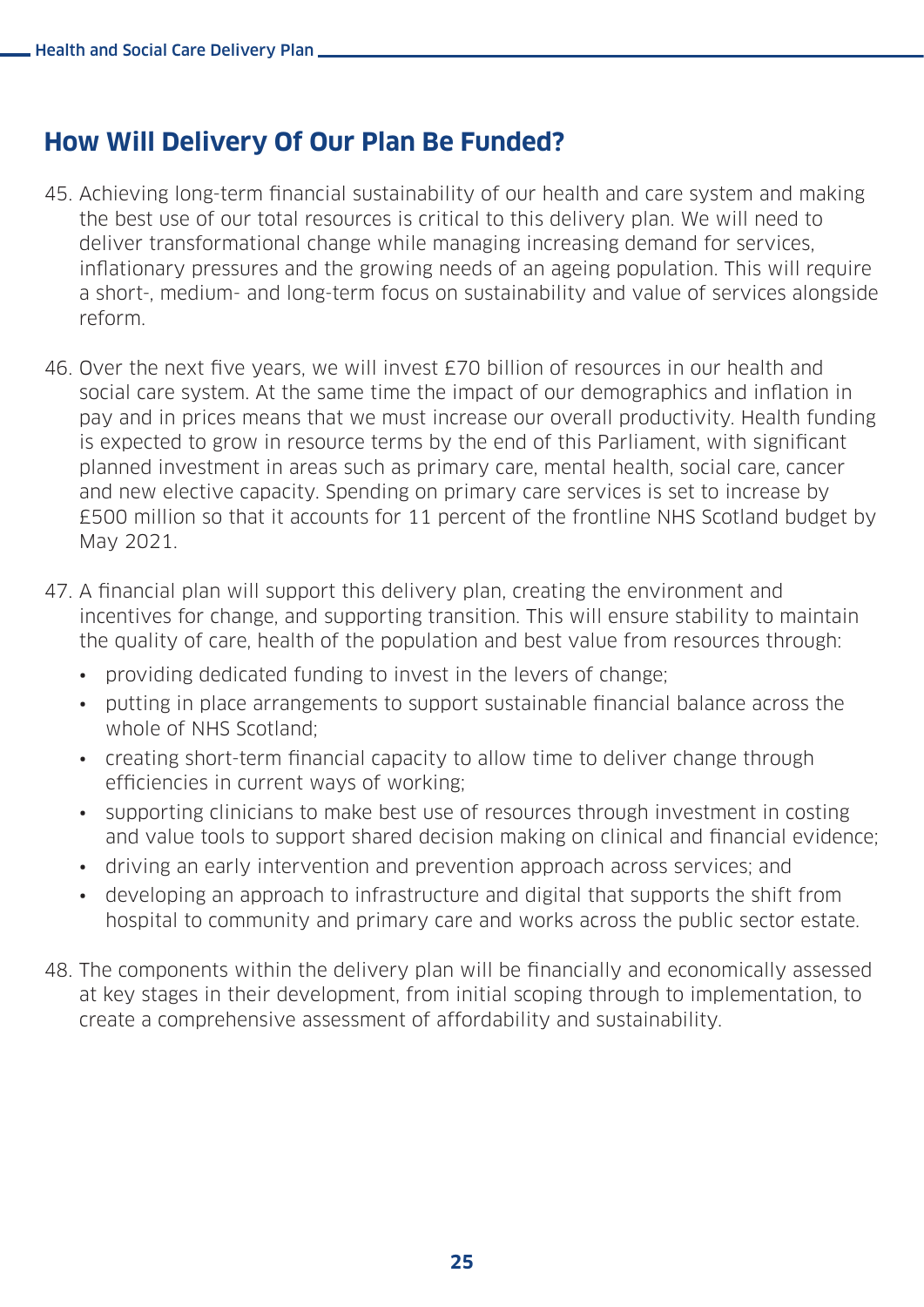## How Will Delivery Of Our Plan Be Funded?

45. Achieving long-term financial sustainability of our health and care system and making the best use of our total resources is critical to this delivery plan. We will need to deliver transformational change while managing increasing demand for services, inflationary pressures and the growing needs of an ageing population. This will require a short-, medium- and long-term focus on sustainability and value of services alongside reform.

46. Over the next five years, we will invest £70 billion of resources in our health and social care system. At the same time the impact of our demographics and inflation in pay and in prices means that we must increase our overall productivity. Health funding is expected to grow in resource terms by the end of this Parliament, with significant planned investment in areas such as primary care, mental health, social care, cancer and new elective capacity. Spending on primary care services is set to increase by £500 million so that it accounts for 11 percent of the frontline NHS Scotland budget by May 2021.

47. A financial plan will support this delivery plan, creating the environment and incentives for change, and supporting transition. This will ensure stability to maintain the quality of care, health of the population and best value from resources through:
    - providing dedicated funding to invest in the levers of change;
    - putting in place arrangements to support sustainable financial balance across the whole of NHS Scotland;
    - creating short-term financial capacity to allow time to deliver change through efficiencies in current ways of working;
    - supporting clinicians to make best use of resources through investment in costing and value tools to support shared decision making on clinical and financial evidence;
    - driving an early intervention and prevention approach across services; and
    - developing an approach to infrastructure and digital that supports the shift from hospital to community and primary care and works across the public sector estate.

48. The components within the delivery plan will be financially and economically assessed at key stages in their development, from initial scoping through to implementation, to create a comprehensive assessment of affordability and sustainability.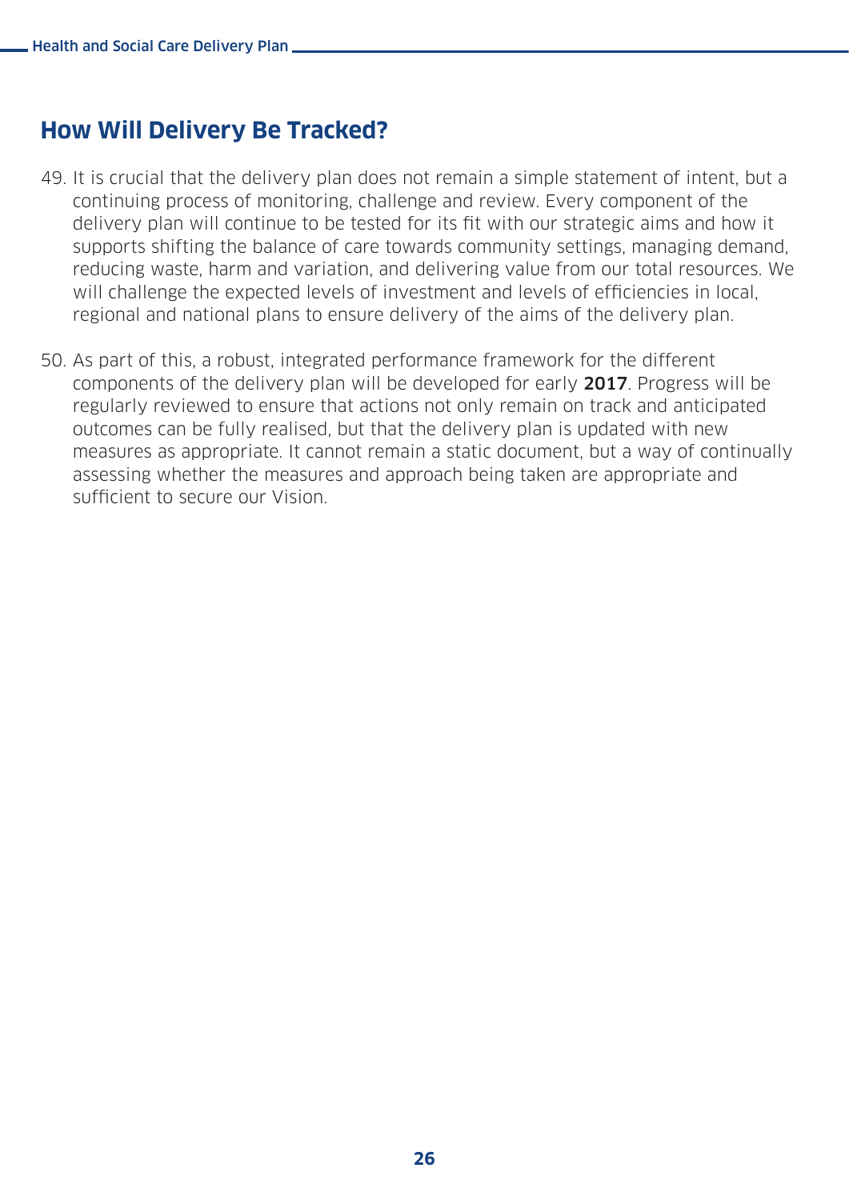## How Will Delivery Be Tracked?

49. It is crucial that the delivery plan does not remain a simple statement of intent, but a continuing process of monitoring, challenge and review. Every component of the delivery plan will continue to be tested for its fit with our strategic aims and how it supports shifting the balance of care towards community settings, managing demand, reducing waste, harm and variation, and delivering value from our total resources. We will challenge the expected levels of investment and levels of efficiencies in local, regional and national plans to ensure delivery of the aims of the delivery plan.

50. As part of this, a robust, integrated performance framework for the different components of the delivery plan will be developed for early **2017**. Progress will be regularly reviewed to ensure that actions not only remain on track and anticipated outcomes can be fully realised, but that the delivery plan is updated with new measures as appropriate. It cannot remain a static document, but a way of continually assessing whether the measures and approach being taken are appropriate and sufficient to secure our Vision.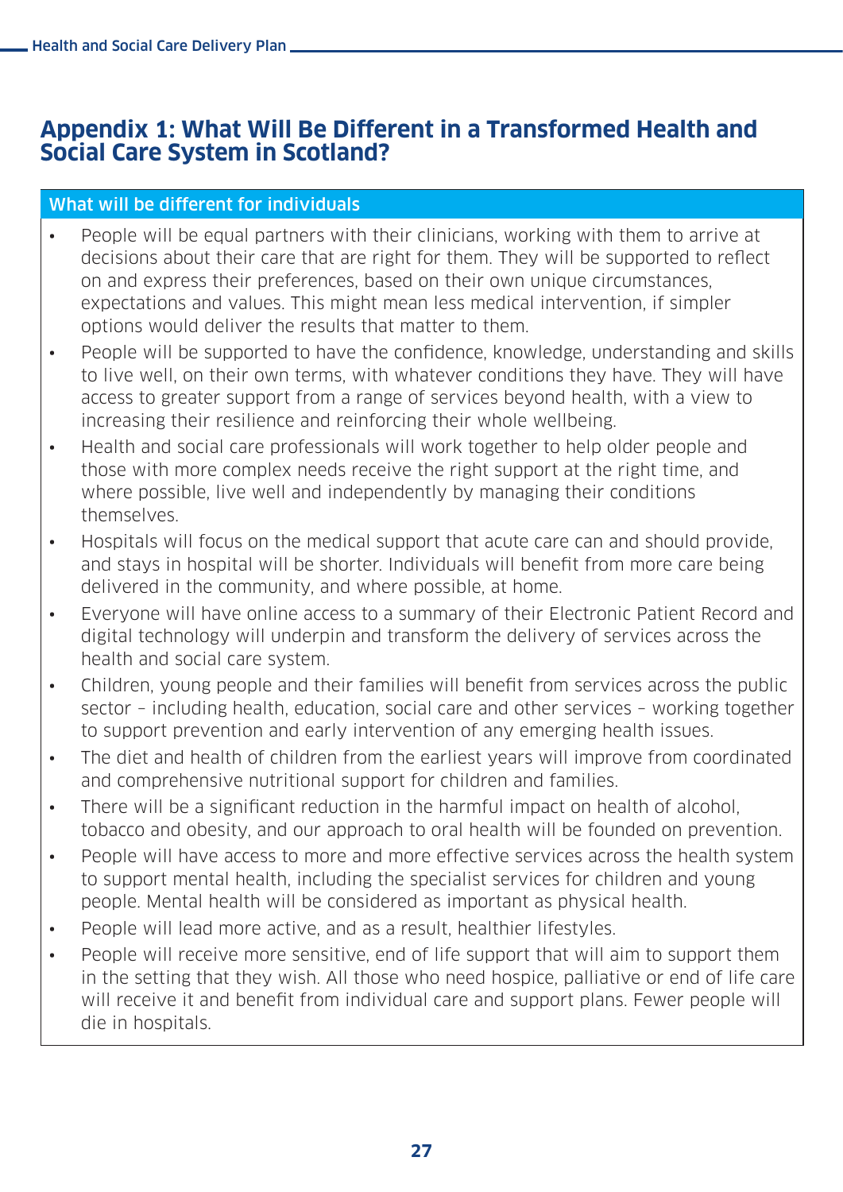# Appendix 1: What Will Be Different in a Transformed Health and Social Care System in Scotland?

## What will be different for individuals

- People will be equal partners with their clinicians, working with them to arrive at decisions about their care that are right for them. They will be supported to reflect on and express their preferences, based on their own unique circumstances, expectations and values. This might mean less medical intervention, if simpler options would deliver the results that matter to them.
- People will be supported to have the confidence, knowledge, understanding and skills to live well, on their own terms, with whatever conditions they have. They will have access to greater support from a range of services beyond health, with a view to increasing their resilience and reinforcing their whole wellbeing.
- Health and social care professionals will work together to help older people and those with more complex needs receive the right support at the right time, and where possible, live well and independently by managing their conditions themselves.
- Hospitals will focus on the medical support that acute care can and should provide, and stays in hospital will be shorter. Individuals will benefit from more care being delivered in the community, and where possible, at home.
- Everyone will have online access to a summary of their Electronic Patient Record and digital technology will underpin and transform the delivery of services across the health and social care system.
- Children, young people and their families will benefit from services across the public sector – including health, education, social care and other services – working together to support prevention and early intervention of any emerging health issues.
- The diet and health of children from the earliest years will improve from coordinated and comprehensive nutritional support for children and families.
- There will be a significant reduction in the harmful impact on health of alcohol, tobacco and obesity, and our approach to oral health will be founded on prevention.
- People will have access to more and more effective services across the health system to support mental health, including the specialist services for children and young people. Mental health will be considered as important as physical health.
- People will lead more active, and as a result, healthier lifestyles.
- People will receive more sensitive, end of life support that will aim to support them in the setting that they wish. All those who need hospice, palliative or end of life care will receive it and benefit from individual care and support plans. Fewer people will die in hospitals.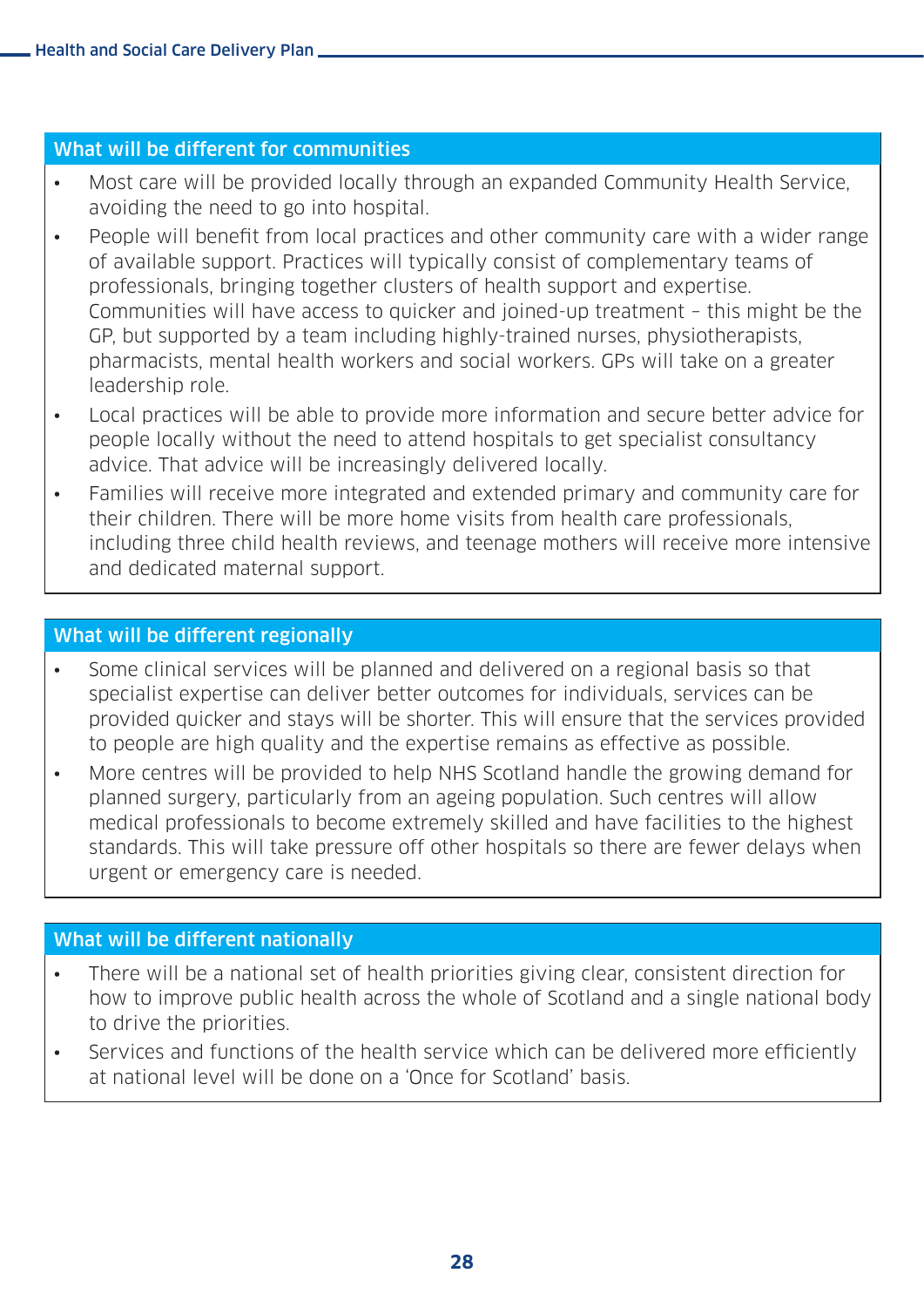### What will be different for communities

- Most care will be provided locally through an expanded Community Health Service, avoiding the need to go into hospital.
- People will benefit from local practices and other community care with a wider range of available support. Practices will typically consist of complementary teams of professionals, bringing together clusters of health support and expertise. Communities will have access to quicker and joined-up treatment – this might be the GP, but supported by a team including highly-trained nurses, physiotherapists, pharmacists, mental health workers and social workers. GPs will take on a greater leadership role.
- Local practices will be able to provide more information and secure better advice for people locally without the need to attend hospitals to get specialist consultancy advice. That advice will be increasingly delivered locally.
- Families will receive more integrated and extended primary and community care for their children. There will be more home visits from health care professionals, including three child health reviews, and teenage mothers will receive more intensive and dedicated maternal support.

### What will be different regionally

- Some clinical services will be planned and delivered on a regional basis so that specialist expertise can deliver better outcomes for individuals, services can be provided quicker and stays will be shorter. This will ensure that the services provided to people are high quality and the expertise remains as effective as possible.
- More centres will be provided to help NHS Scotland handle the growing demand for planned surgery, particularly from an ageing population. Such centres will allow medical professionals to become extremely skilled and have facilities to the highest standards. This will take pressure off other hospitals so there are fewer delays when urgent or emergency care is needed.

### What will be different nationally

- There will be a national set of health priorities giving clear, consistent direction for how to improve public health across the whole of Scotland and a single national body to drive the priorities.
- Services and functions of the health service which can be delivered more efficiently at national level will be done on a 'Once for Scotland' basis.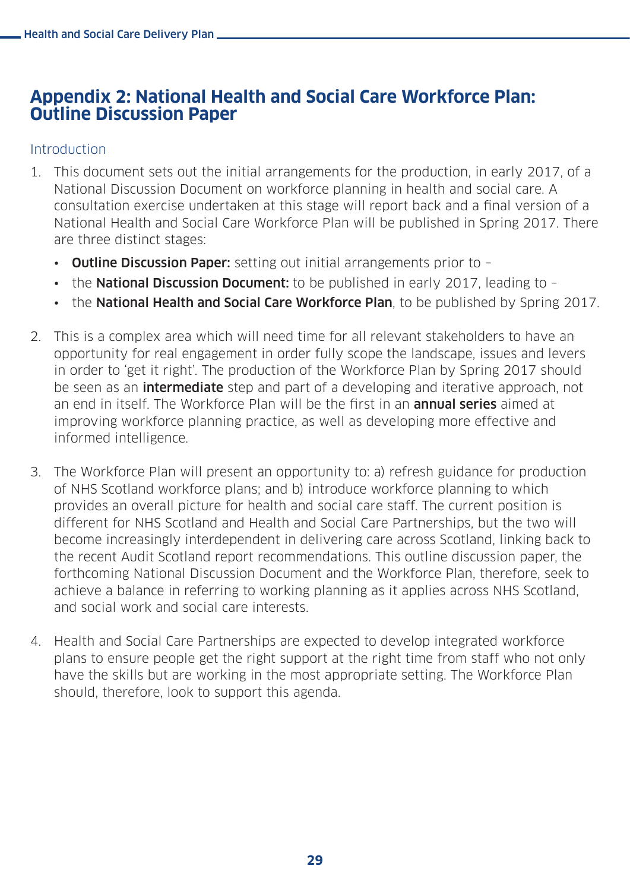# Appendix 2: National Health and Social Care Workforce Plan: Outline Discussion Paper

## Introduction

1. This document sets out the initial arrangements for the production, in early 2017, of a National Discussion Document on workforce planning in health and social care. A consultation exercise undertaken at this stage will report back and a final version of a National Health and Social Care Workforce Plan will be published in Spring 2017. There are three distinct stages:
   - **Outline Discussion Paper:** setting out initial arrangements prior to –
   - the **National Discussion Document:** to be published in early 2017, leading to –
   - the **National Health and Social Care Workforce Plan**, to be published by Spring 2017.

2. This is a complex area which will need time for all relevant stakeholders to have an opportunity for real engagement in order fully scope the landscape, issues and levers in order to 'get it right'. The production of the Workforce Plan by Spring 2017 should be seen as an **intermediate** step and part of a developing and iterative approach, not an end in itself. The Workforce Plan will be the first in an **annual series** aimed at improving workforce planning practice, as well as developing more effective and informed intelligence.

3. The Workforce Plan will present an opportunity to: a) refresh guidance for production of NHS Scotland workforce plans; and b) introduce workforce planning to which provides an overall picture for health and social care staff. The current position is different for NHS Scotland and Health and Social Care Partnerships, but the two will become increasingly interdependent in delivering care across Scotland, linking back to the recent Audit Scotland report recommendations. This outline discussion paper, the forthcoming National Discussion Document and the Workforce Plan, therefore, seek to achieve a balance in referring to working planning as it applies across NHS Scotland, and social work and social care interests.

4. Health and Social Care Partnerships are expected to develop integrated workforce plans to ensure people get the right support at the right time from staff who not only have the skills but are working in the most appropriate setting. The Workforce Plan should, therefore, look to support this agenda.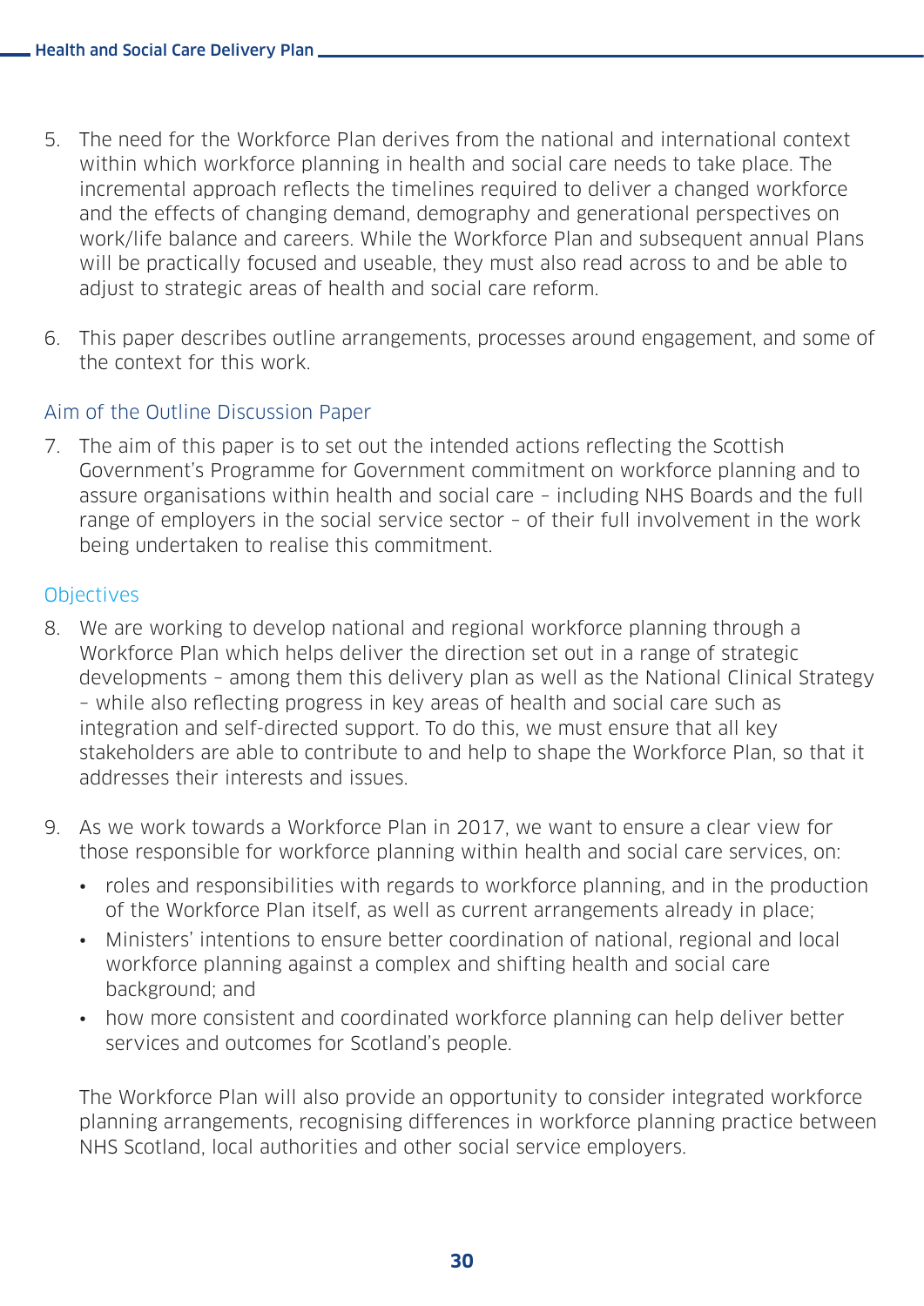5. The need for the Workforce Plan derives from the national and international context within which workforce planning in health and social care needs to take place. The incremental approach reflects the timelines required to deliver a changed workforce and the effects of changing demand, demography and generational perspectives on work/life balance and careers. While the Workforce Plan and subsequent annual Plans will be practically focused and useable, they must also read across to and be able to adjust to strategic areas of health and social care reform.

6. This paper describes outline arrangements, processes around engagement, and some of the context for this work.

## Aim of the Outline Discussion Paper

7. The aim of this paper is to set out the intended actions reflecting the Scottish Government's Programme for Government commitment on workforce planning and to assure organisations within health and social care – including NHS Boards and the full range of employers in the social service sector – of their full involvement in the work being undertaken to realise this commitment.

## Objectives

8. We are working to develop national and regional workforce planning through a Workforce Plan which helps deliver the direction set out in a range of strategic developments – among them this delivery plan as well as the National Clinical Strategy – while also reflecting progress in key areas of health and social care such as integration and self-directed support. To do this, we must ensure that all key stakeholders are able to contribute to and help to shape the Workforce Plan, so that it addresses their interests and issues.

9. As we work towards a Workforce Plan in 2017, we want to ensure a clear view for those responsible for workforce planning within health and social care services, on:

   - roles and responsibilities with regards to workforce planning, and in the production of the Workforce Plan itself, as well as current arrangements already in place;
   - Ministers' intentions to ensure better coordination of national, regional and local workforce planning against a complex and shifting health and social care background; and
   - how more consistent and coordinated workforce planning can help deliver better services and outcomes for Scotland's people.

   The Workforce Plan will also provide an opportunity to consider integrated workforce planning arrangements, recognising differences in workforce planning practice between NHS Scotland, local authorities and other social service employers.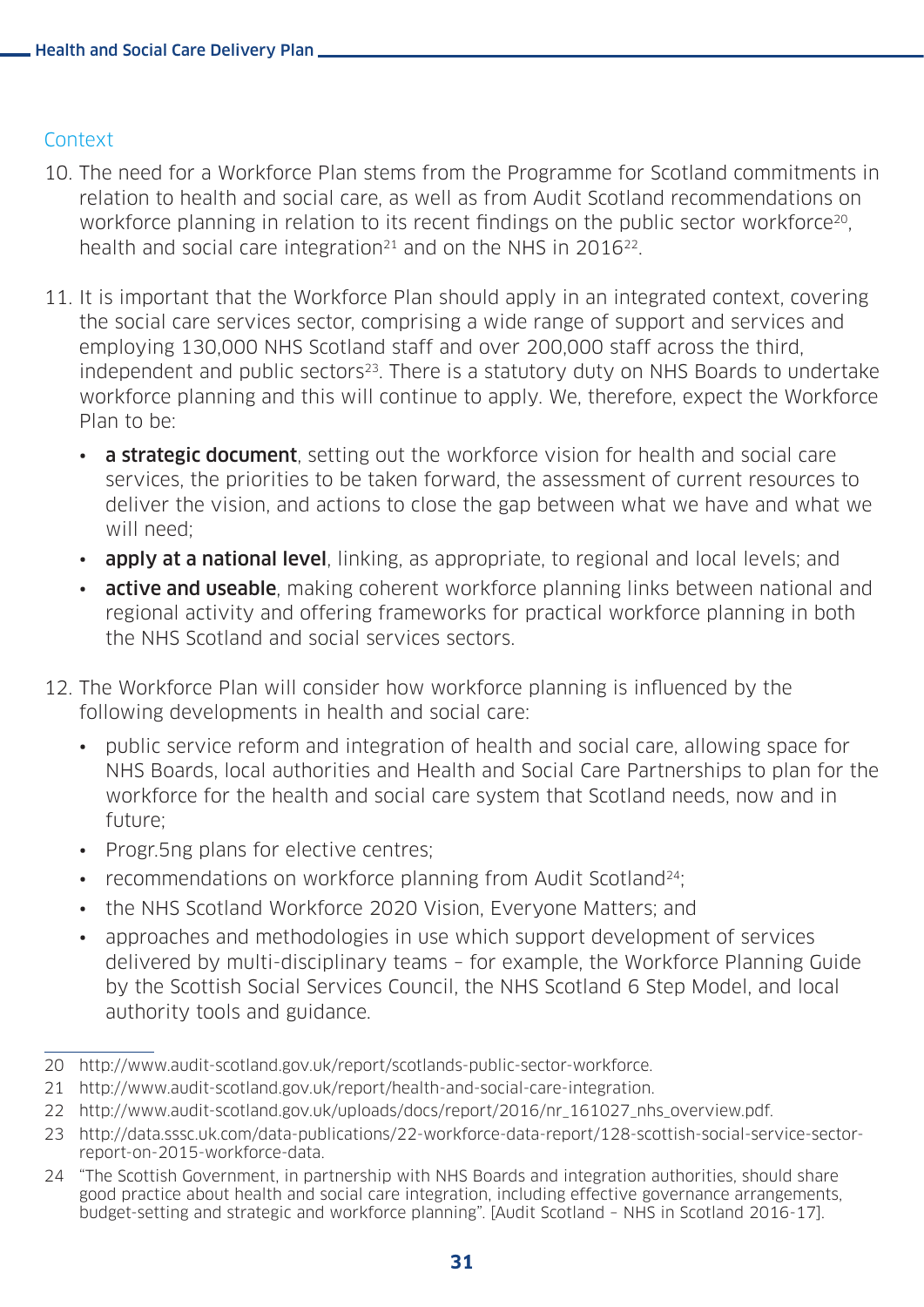## Context

10. The need for a Workforce Plan stems from the Programme for Scotland commitments in relation to health and social care, as well as from Audit Scotland recommendations on workforce planning in relation to its recent findings on the public sector workforce[20], health and social care integration[21] and on the NHS in 2016[22].

11. It is important that the Workforce Plan should apply in an integrated context, covering the social care services sector, comprising a wide range of support and services and employing 130,000 NHS Scotland staff and over 200,000 staff across the third, independent and public sectors[23]. There is a statutory duty on NHS Boards to undertake workforce planning and this will continue to apply. We, therefore, expect the Workforce Plan to be:

    - **a strategic document**, setting out the workforce vision for health and social care services, the priorities to be taken forward, the assessment of current resources to deliver the vision, and actions to close the gap between what we have and what we will need;
    - **apply at a national level**, linking, as appropriate, to regional and local levels; and
    - **active and useable**, making coherent workforce planning links between national and regional activity and offering frameworks for practical workforce planning in both the NHS Scotland and social services sectors.

12. The Workforce Plan will consider how workforce planning is influenced by the following developments in health and social care:

    - public service reform and integration of health and social care, allowing space for NHS Boards, local authorities and Health and Social Care Partnerships to plan for the workforce for the health and social care system that Scotland needs, now and in future;
    - Progr.5ng plans for elective centres;
    - recommendations on workforce planning from Audit Scotland[24];
    - the NHS Scotland Workforce 2020 Vision, Everyone Matters; and
    - approaches and methodologies in use which support development of services delivered by multi-disciplinary teams – for example, the Workforce Planning Guide by the Scottish Social Services Council, the NHS Scotland 6 Step Model, and local authority tools and guidance.

---

20 http://www.audit-scotland.gov.uk/report/scotlands-public-sector-workforce.

21 http://www.audit-scotland.gov.uk/report/health-and-social-care-integration.

22 http://www.audit-scotland.gov.uk/uploads/docs/report/2016/nr_161027_nhs_overview.pdf.

23 http://data.sssc.uk.com/data-publications/22-workforce-data-report/128-scottish-social-service-sector-report-on-2015-workforce-data.

24 "The Scottish Government, in partnership with NHS Boards and integration authorities, should share good practice about health and social care integration, including effective governance arrangements, budget-setting and strategic and workforce planning". [Audit Scotland – NHS in Scotland 2016-17].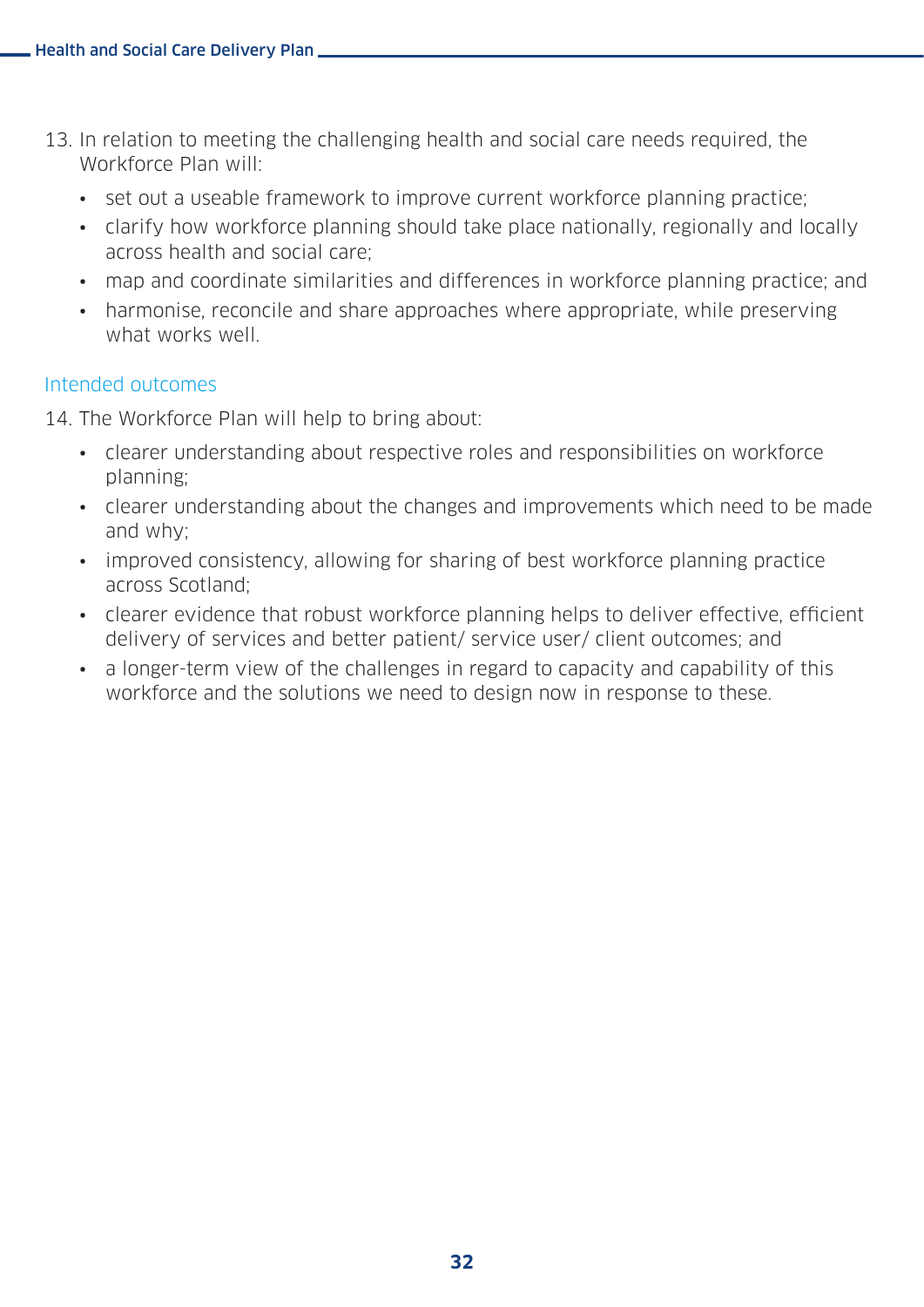13. In relation to meeting the challenging health and social care needs required, the Workforce Plan will:

- set out a useable framework to improve current workforce planning practice;
- clarify how workforce planning should take place nationally, regionally and locally across health and social care;
- map and coordinate similarities and differences in workforce planning practice; and
- harmonise, reconcile and share approaches where appropriate, while preserving what works well.

### Intended outcomes

14. The Workforce Plan will help to bring about:

- clearer understanding about respective roles and responsibilities on workforce planning;
- clearer understanding about the changes and improvements which need to be made and why;
- improved consistency, allowing for sharing of best workforce planning practice across Scotland;
- clearer evidence that robust workforce planning helps to deliver effective, efficient delivery of services and better patient/ service user/ client outcomes; and
- a longer-term view of the challenges in regard to capacity and capability of this workforce and the solutions we need to design now in response to these.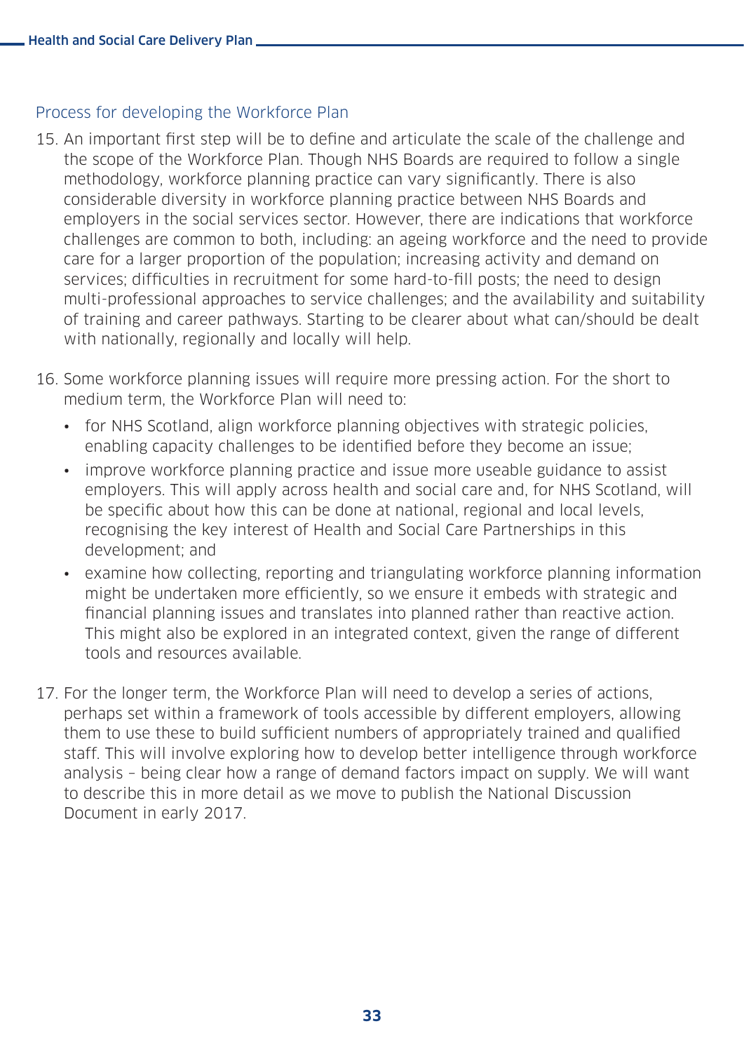### Process for developing the Workforce Plan

15. An important first step will be to define and articulate the scale of the challenge and the scope of the Workforce Plan. Though NHS Boards are required to follow a single methodology, workforce planning practice can vary significantly. There is also considerable diversity in workforce planning practice between NHS Boards and employers in the social services sector. However, there are indications that workforce challenges are common to both, including: an ageing workforce and the need to provide care for a larger proportion of the population; increasing activity and demand on services; difficulties in recruitment for some hard-to-fill posts; the need to design multi-professional approaches to service challenges; and the availability and suitability of training and career pathways. Starting to be clearer about what can/should be dealt with nationally, regionally and locally will help.

16. Some workforce planning issues will require more pressing action. For the short to medium term, the Workforce Plan will need to:
    - for NHS Scotland, align workforce planning objectives with strategic policies, enabling capacity challenges to be identified before they become an issue;
    - improve workforce planning practice and issue more useable guidance to assist employers. This will apply across health and social care and, for NHS Scotland, will be specific about how this can be done at national, regional and local levels, recognising the key interest of Health and Social Care Partnerships in this development; and
    - examine how collecting, reporting and triangulating workforce planning information might be undertaken more efficiently, so we ensure it embeds with strategic and financial planning issues and translates into planned rather than reactive action. This might also be explored in an integrated context, given the range of different tools and resources available.

17. For the longer term, the Workforce Plan will need to develop a series of actions, perhaps set within a framework of tools accessible by different employers, allowing them to use these to build sufficient numbers of appropriately trained and qualified staff. This will involve exploring how to develop better intelligence through workforce analysis – being clear how a range of demand factors impact on supply. We will want to describe this in more detail as we move to publish the National Discussion Document in early 2017.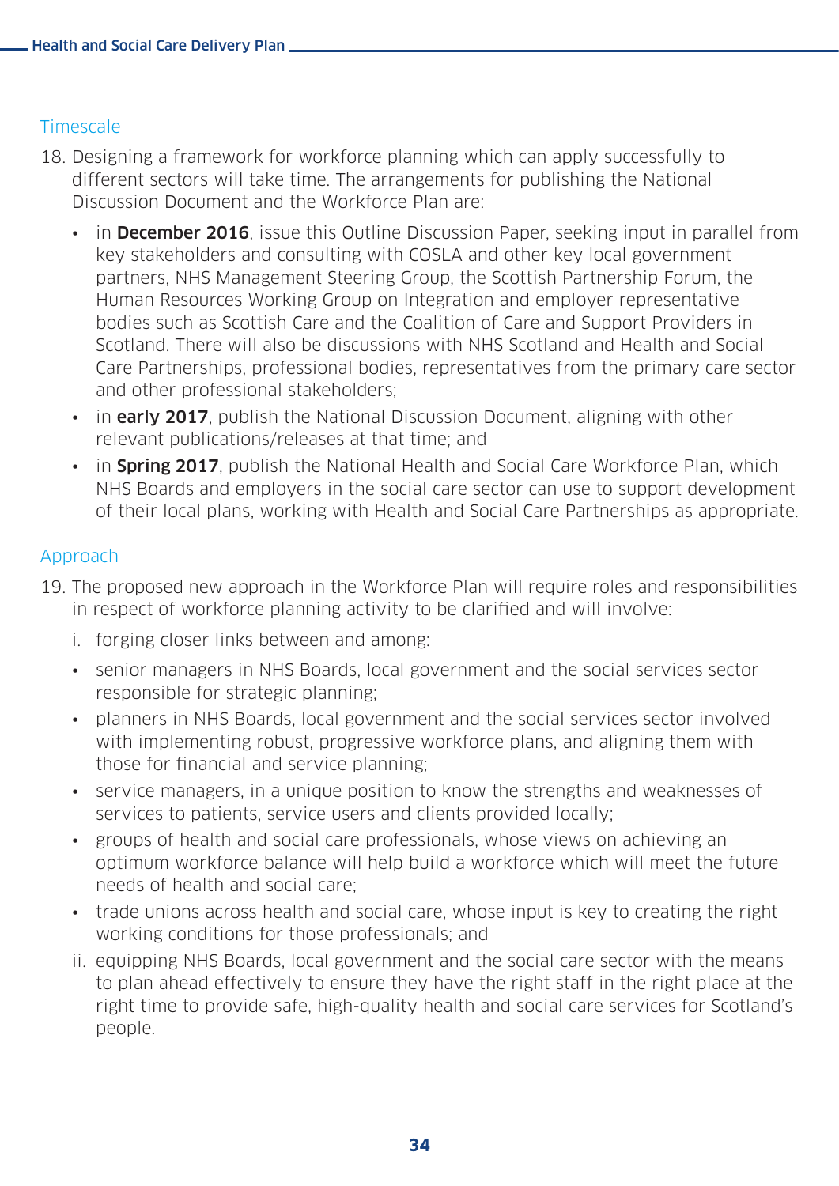### Timescale

18. Designing a framework for workforce planning which can apply successfully to different sectors will take time. The arrangements for publishing the National Discussion Document and the Workforce Plan are:

    - in **December 2016**, issue this Outline Discussion Paper, seeking input in parallel from key stakeholders and consulting with COSLA and other key local government partners, NHS Management Steering Group, the Scottish Partnership Forum, the Human Resources Working Group on Integration and employer representative bodies such as Scottish Care and the Coalition of Care and Support Providers in Scotland. There will also be discussions with NHS Scotland and Health and Social Care Partnerships, professional bodies, representatives from the primary care sector and other professional stakeholders;
    - in **early 2017**, publish the National Discussion Document, aligning with other relevant publications/releases at that time; and
    - in **Spring 2017**, publish the National Health and Social Care Workforce Plan, which NHS Boards and employers in the social care sector can use to support development of their local plans, working with Health and Social Care Partnerships as appropriate.

### Approach

19. The proposed new approach in the Workforce Plan will require roles and responsibilities in respect of workforce planning activity to be clarified and will involve:

    i. forging closer links between and among:

    - senior managers in NHS Boards, local government and the social services sector responsible for strategic planning;
    - planners in NHS Boards, local government and the social services sector involved with implementing robust, progressive workforce plans, and aligning them with those for financial and service planning;
    - service managers, in a unique position to know the strengths and weaknesses of services to patients, service users and clients provided locally;
    - groups of health and social care professionals, whose views on achieving an optimum workforce balance will help build a workforce which will meet the future needs of health and social care;
    - trade unions across health and social care, whose input is key to creating the right working conditions for those professionals; and

    ii. equipping NHS Boards, local government and the social care sector with the means to plan ahead effectively to ensure they have the right staff in the right place at the right time to provide safe, high-quality health and social care services for Scotland's people.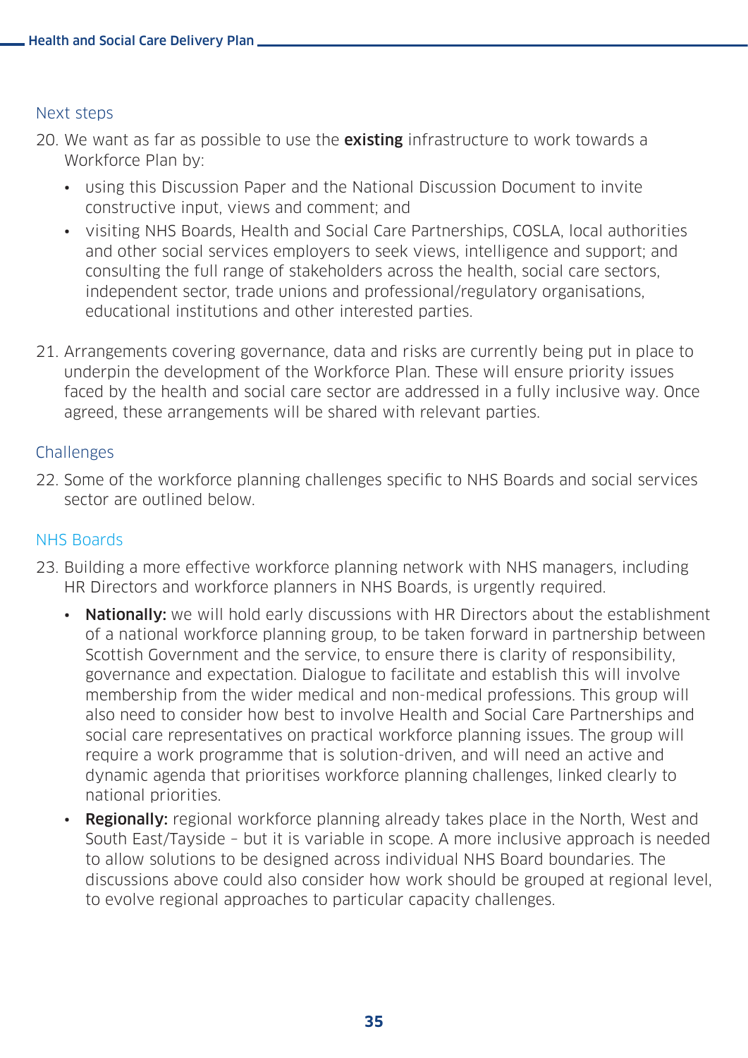## Next steps

20. We want as far as possible to use the **existing** infrastructure to work towards a Workforce Plan by:

    - using this Discussion Paper and the National Discussion Document to invite constructive input, views and comment; and
    - visiting NHS Boards, Health and Social Care Partnerships, COSLA, local authorities and other social services employers to seek views, intelligence and support; and consulting the full range of stakeholders across the health, social care sectors, independent sector, trade unions and professional/regulatory organisations, educational institutions and other interested parties.

21. Arrangements covering governance, data and risks are currently being put in place to underpin the development of the Workforce Plan. These will ensure priority issues faced by the health and social care sector are addressed in a fully inclusive way. Once agreed, these arrangements will be shared with relevant parties.

## Challenges

22. Some of the workforce planning challenges specific to NHS Boards and social services sector are outlined below.

### NHS Boards

23. Building a more effective workforce planning network with NHS managers, including HR Directors and workforce planners in NHS Boards, is urgently required.

    - **Nationally:** we will hold early discussions with HR Directors about the establishment of a national workforce planning group, to be taken forward in partnership between Scottish Government and the service, to ensure there is clarity of responsibility, governance and expectation. Dialogue to facilitate and establish this will involve membership from the wider medical and non-medical professions. This group will also need to consider how best to involve Health and Social Care Partnerships and social care representatives on practical workforce planning issues. The group will require a work programme that is solution-driven, and will need an active and dynamic agenda that prioritises workforce planning challenges, linked clearly to national priorities.
    - **Regionally:** regional workforce planning already takes place in the North, West and South East/Tayside – but it is variable in scope. A more inclusive approach is needed to allow solutions to be designed across individual NHS Board boundaries. The discussions above could also consider how work should be grouped at regional level, to evolve regional approaches to particular capacity challenges.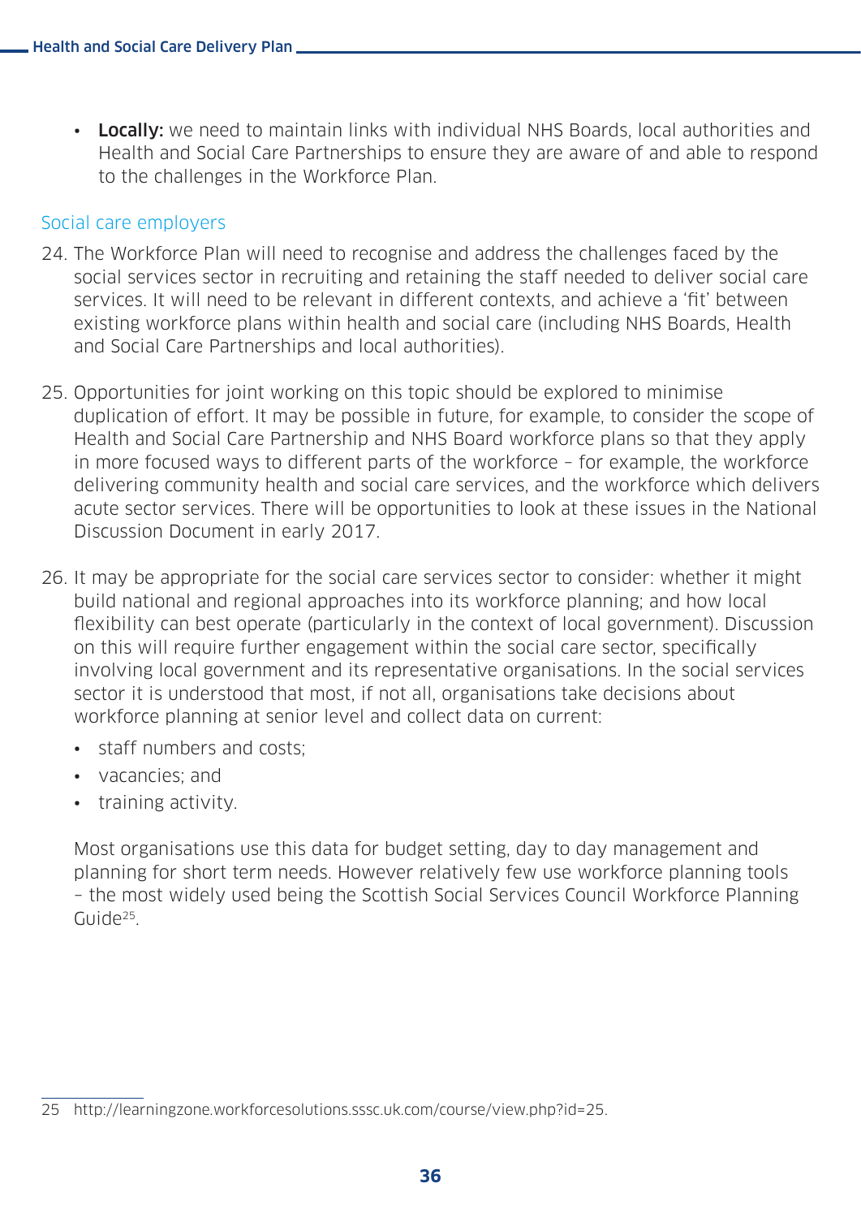- **Locally:** we need to maintain links with individual NHS Boards, local authorities and Health and Social Care Partnerships to ensure they are aware of and able to respond to the challenges in the Workforce Plan.

## Social care employers

24. The Workforce Plan will need to recognise and address the challenges faced by the social services sector in recruiting and retaining the staff needed to deliver social care services. It will need to be relevant in different contexts, and achieve a 'fit' between existing workforce plans within health and social care (including NHS Boards, Health and Social Care Partnerships and local authorities).

25. Opportunities for joint working on this topic should be explored to minimise duplication of effort. It may be possible in future, for example, to consider the scope of Health and Social Care Partnership and NHS Board workforce plans so that they apply in more focused ways to different parts of the workforce – for example, the workforce delivering community health and social care services, and the workforce which delivers acute sector services. There will be opportunities to look at these issues in the National Discussion Document in early 2017.

26. It may be appropriate for the social care services sector to consider: whether it might build national and regional approaches into its workforce planning; and how local flexibility can best operate (particularly in the context of local government). Discussion on this will require further engagement within the social care sector, specifically involving local government and its representative organisations. In the social services sector it is understood that most, if not all, organisations take decisions about workforce planning at senior level and collect data on current:

    - staff numbers and costs;
    - vacancies; and
    - training activity.

    Most organisations use this data for budget setting, day to day management and planning for short term needs. However relatively few use workforce planning tools – the most widely used being the Scottish Social Services Council Workforce Planning Guide[25].

---

25 http://learningzone.workforcesolutions.sssc.uk.com/course/view.php?id=25.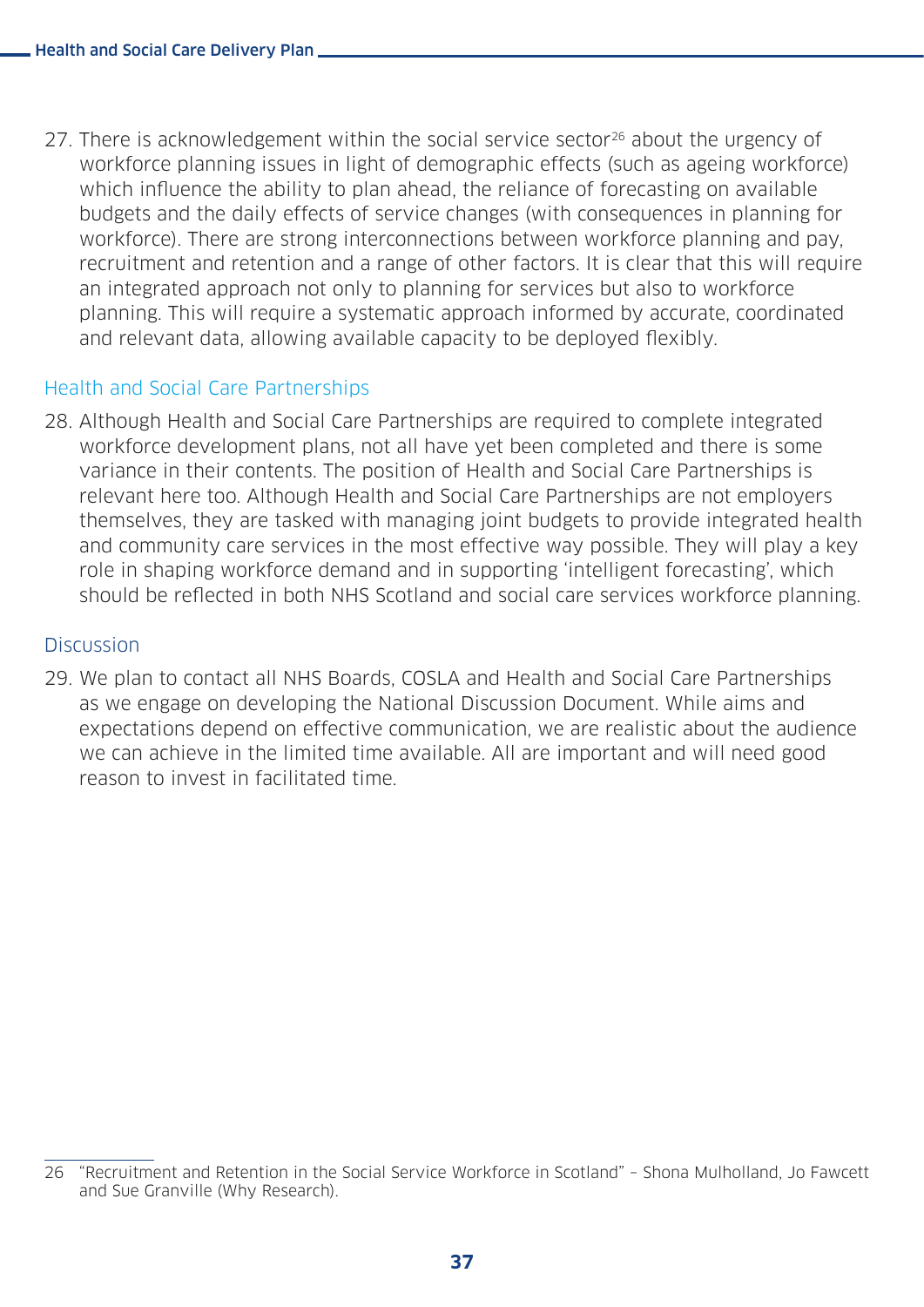27. There is acknowledgement within the social service sector[26] about the urgency of workforce planning issues in light of demographic effects (such as ageing workforce) which influence the ability to plan ahead, the reliance of forecasting on available budgets and the daily effects of service changes (with consequences in planning for workforce). There are strong interconnections between workforce planning and pay, recruitment and retention and a range of other factors. It is clear that this will require an integrated approach not only to planning for services but also to workforce planning. This will require a systematic approach informed by accurate, coordinated and relevant data, allowing available capacity to be deployed flexibly.

## Health and Social Care Partnerships

28. Although Health and Social Care Partnerships are required to complete integrated workforce development plans, not all have yet been completed and there is some variance in their contents. The position of Health and Social Care Partnerships is relevant here too. Although Health and Social Care Partnerships are not employers themselves, they are tasked with managing joint budgets to provide integrated health and community care services in the most effective way possible. They will play a key role in shaping workforce demand and in supporting 'intelligent forecasting', which should be reflected in both NHS Scotland and social care services workforce planning.

## Discussion

29. We plan to contact all NHS Boards, COSLA and Health and Social Care Partnerships as we engage on developing the National Discussion Document. While aims and expectations depend on effective communication, we are realistic about the audience we can achieve in the limited time available. All are important and will need good reason to invest in facilitated time.

---

26 "Recruitment and Retention in the Social Service Workforce in Scotland" – Shona Mulholland, Jo Fawcett and Sue Granville (Why Research).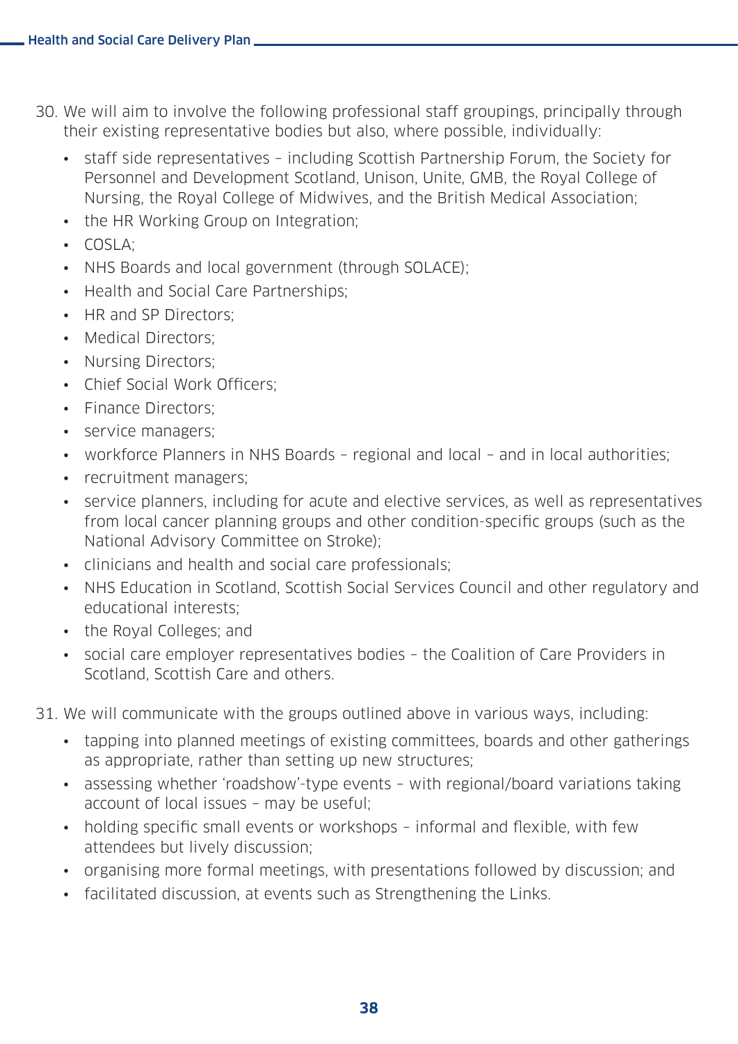30. We will aim to involve the following professional staff groupings, principally through their existing representative bodies but also, where possible, individually:
    - staff side representatives – including Scottish Partnership Forum, the Society for Personnel and Development Scotland, Unison, Unite, GMB, the Royal College of Nursing, the Royal College of Midwives, and the British Medical Association;
    - the HR Working Group on Integration;
    - COSLA;
    - NHS Boards and local government (through SOLACE);
    - Health and Social Care Partnerships;
    - HR and SP Directors;
    - Medical Directors;
    - Nursing Directors;
    - Chief Social Work Officers;
    - Finance Directors;
    - service managers;
    - workforce Planners in NHS Boards – regional and local – and in local authorities;
    - recruitment managers;
    - service planners, including for acute and elective services, as well as representatives from local cancer planning groups and other condition-specific groups (such as the National Advisory Committee on Stroke);
    - clinicians and health and social care professionals;
    - NHS Education in Scotland, Scottish Social Services Council and other regulatory and educational interests;
    - the Royal Colleges; and
    - social care employer representatives bodies – the Coalition of Care Providers in Scotland, Scottish Care and others.

31. We will communicate with the groups outlined above in various ways, including:
    - tapping into planned meetings of existing committees, boards and other gatherings as appropriate, rather than setting up new structures;
    - assessing whether 'roadshow'-type events – with regional/board variations taking account of local issues – may be useful;
    - holding specific small events or workshops – informal and flexible, with few attendees but lively discussion;
    - organising more formal meetings, with presentations followed by discussion; and
    - facilitated discussion, at events such as Strengthening the Links.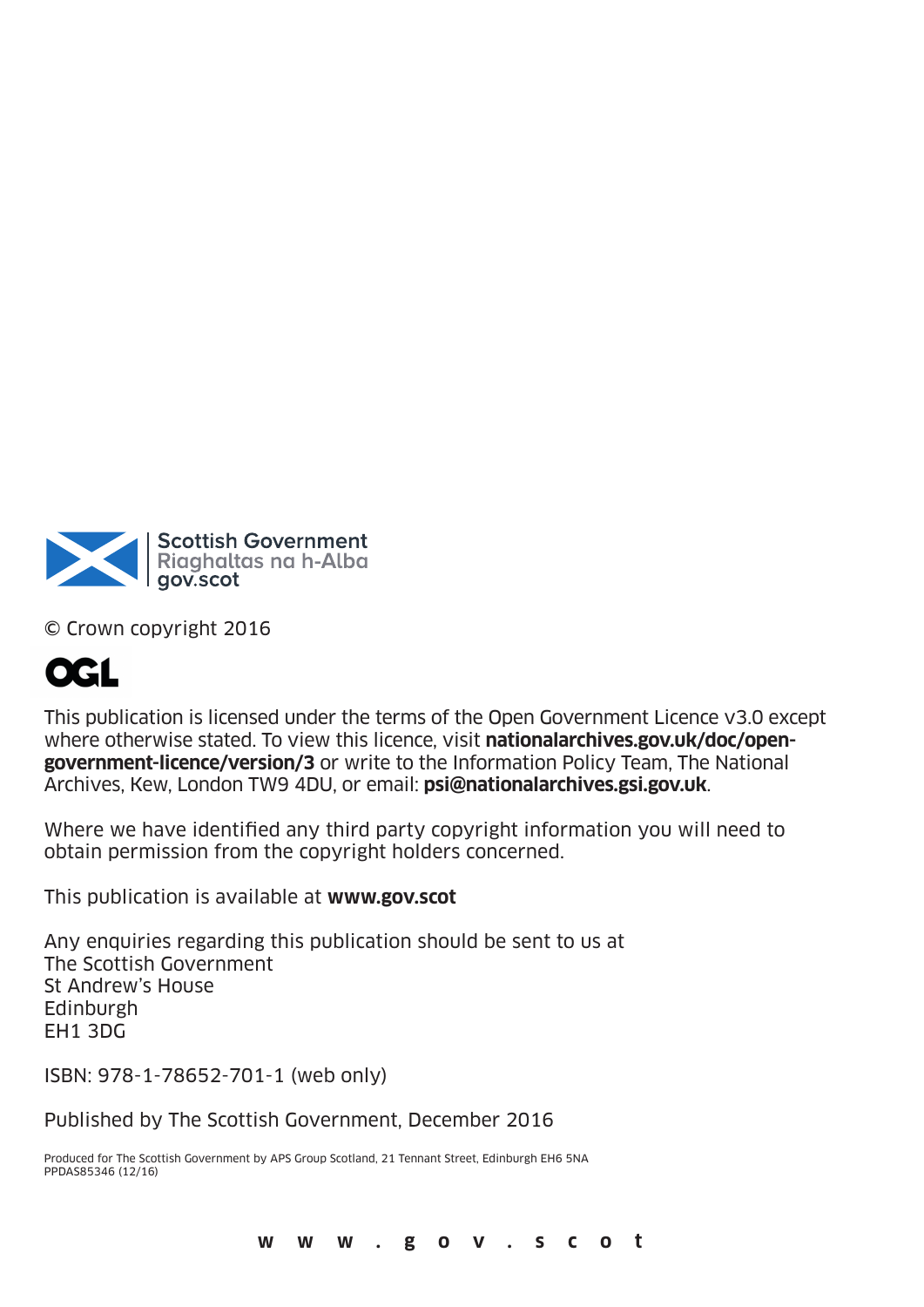Scottish Government
Riaghaltas na h-Alba
gov.scot

© Crown copyright 2016

OGL

This publication is licensed under the terms of the Open Government Licence v3.0 except where otherwise stated. To view this licence, visit **nationalarchives.gov.uk/doc/open-government-licence/version/3** or write to the Information Policy Team, The National Archives, Kew, London TW9 4DU, or email: **psi@nationalarchives.gsi.gov.uk**.

Where we have identified any third party copyright information you will need to obtain permission from the copyright holders concerned.

This publication is available at **www.gov.scot**

Any enquiries regarding this publication should be sent to us at
The Scottish Government
St Andrew's House
Edinburgh
EH1 3DG

ISBN: 978-1-78652-701-1 (web only)

Published by The Scottish Government, December 2016

Produced for The Scottish Government by APS Group Scotland, 21 Tennant Street, Edinburgh EH6 5NA
PPDAS85346 (12/16)

**w w w . g o v . s c o t**